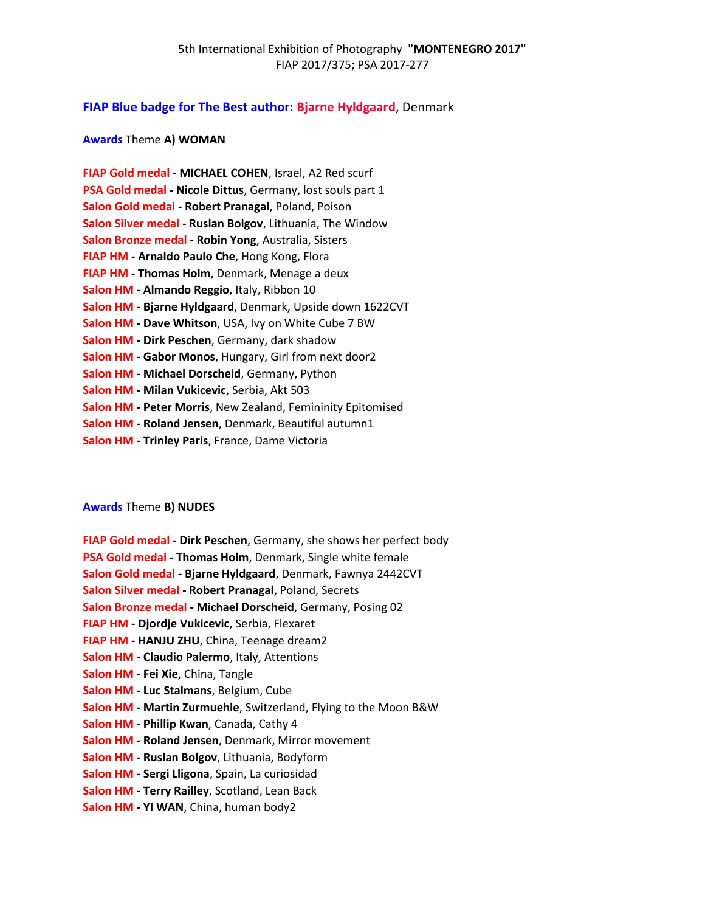5th International Exhibition of Photography **"MONTENEGRO 2017"**
FIAP 2017/375; PSA 2017-277

**FIAP Blue badge for The Best author: Bjarne Hyldgaard**, Denmark

**Awards** Theme **A) WOMAN**

**FIAP Gold medal - MICHAEL COHEN**, Israel, A2 Red scurf
**PSA Gold medal - Nicole Dittus**, Germany, lost souls part 1
**Salon Gold medal - Robert Pranagal**, Poland, Poison
**Salon Silver medal - Ruslan Bolgov**, Lithuania, The Window
**Salon Bronze medal - Robin Yong**, Australia, Sisters
**FIAP HM - Arnaldo Paulo Che**, Hong Kong, Flora
**FIAP HM - Thomas Holm**, Denmark, Menage a deux
**Salon HM - Almando Reggio**, Italy, Ribbon 10
**Salon HM - Bjarne Hyldgaard**, Denmark, Upside down 1622CVT
**Salon HM - Dave Whitson**, USA, Ivy on White Cube 7 BW
**Salon HM - Dirk Peschen**, Germany, dark shadow
**Salon HM - Gabor Monos**, Hungary, Girl from next door2
**Salon HM - Michael Dorscheid**, Germany, Python
**Salon HM - Milan Vukicevic**, Serbia, Akt 503
**Salon HM - Peter Morris**, New Zealand, Femininity Epitomised
**Salon HM - Roland Jensen**, Denmark, Beautiful autumn1
**Salon HM - Trinley Paris**, France, Dame Victoria

**Awards** Theme **B) NUDES**

**FIAP Gold medal - Dirk Peschen**, Germany, she shows her perfect body
**PSA Gold medal - Thomas Holm**, Denmark, Single white female
**Salon Gold medal - Bjarne Hyldgaard**, Denmark, Fawnya 2442CVT
**Salon Silver medal - Robert Pranagal**, Poland, Secrets
**Salon Bronze medal - Michael Dorscheid**, Germany, Posing 02
**FIAP HM - Djordje Vukicevic**, Serbia, Flexaret
**FIAP HM - HANJU ZHU**, China, Teenage dream2
**Salon HM - Claudio Palermo**, Italy, Attentions
**Salon HM - Fei Xie**, China, Tangle
**Salon HM - Luc Stalmans**, Belgium, Cube
**Salon HM - Martin Zurmuehle**, Switzerland, Flying to the Moon B&W
**Salon HM - Phillip Kwan**, Canada, Cathy 4
**Salon HM - Roland Jensen**, Denmark, Mirror movement
**Salon HM - Ruslan Bolgov**, Lithuania, Bodyform
**Salon HM - Sergi Lligona**, Spain, La curiosidad
**Salon HM - Terry Railley**, Scotland, Lean Back
**Salon HM - YI WAN**, China, human body2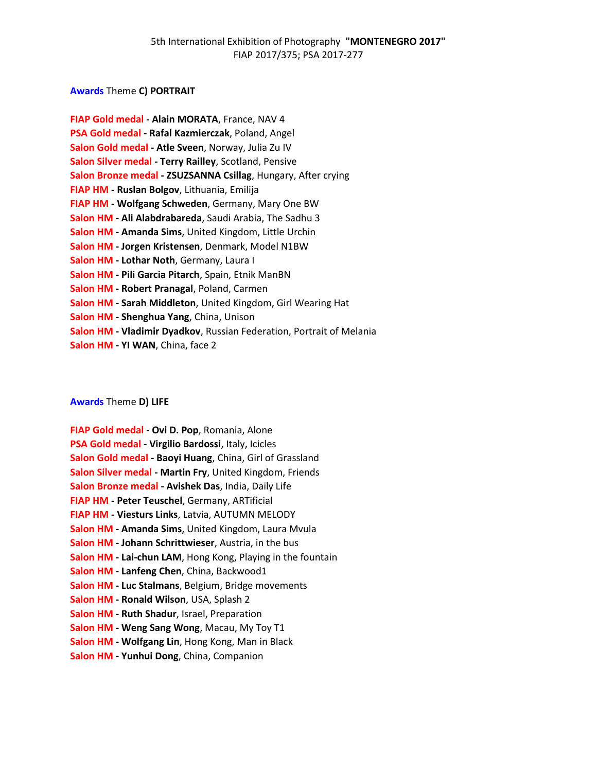5th International Exhibition of Photography **"MONTENEGRO 2017"**
FIAP 2017/375; PSA 2017-277

**Awards** Theme **C) PORTRAIT**

**FIAP Gold medal - Alain MORATA**, France, NAV 4
**PSA Gold medal - Rafal Kazmierczak**, Poland, Angel
**Salon Gold medal - Atle Sveen**, Norway, Julia Zu IV
**Salon Silver medal - Terry Railley**, Scotland, Pensive
**Salon Bronze medal - ZSUZSANNA Csillag**, Hungary, After crying
**FIAP HM - Ruslan Bolgov**, Lithuania, Emilija
**FIAP HM - Wolfgang Schweden**, Germany, Mary One BW
**Salon HM - Ali Alabdrabareda**, Saudi Arabia, The Sadhu 3
**Salon HM - Amanda Sims**, United Kingdom, Little Urchin
**Salon HM - Jorgen Kristensen**, Denmark, Model N1BW
**Salon HM - Lothar Noth**, Germany, Laura I
**Salon HM - Pili Garcia Pitarch**, Spain, Etnik ManBN
**Salon HM - Robert Pranagal**, Poland, Carmen
**Salon HM - Sarah Middleton**, United Kingdom, Girl Wearing Hat
**Salon HM - Shenghua Yang**, China, Unison
**Salon HM - Vladimir Dyadkov**, Russian Federation, Portrait of Melania
**Salon HM - YI WAN**, China, face 2

**Awards** Theme **D) LIFE**

**FIAP Gold medal - Ovi D. Pop**, Romania, Alone
**PSA Gold medal - Virgilio Bardossi**, Italy, Icicles
**Salon Gold medal - Baoyi Huang**, China, Girl of Grassland
**Salon Silver medal - Martin Fry**, United Kingdom, Friends
**Salon Bronze medal - Avishek Das**, India, Daily Life
**FIAP HM - Peter Teuschel**, Germany, ARTificial
**FIAP HM - Viesturs Links**, Latvia, AUTUMN MELODY
**Salon HM - Amanda Sims**, United Kingdom, Laura Mvula
**Salon HM - Johann Schrittwieser**, Austria, in the bus
**Salon HM - Lai-chun LAM**, Hong Kong, Playing in the fountain
**Salon HM - Lanfeng Chen**, China, Backwood1
**Salon HM - Luc Stalmans**, Belgium, Bridge movements
**Salon HM - Ronald Wilson**, USA, Splash 2
**Salon HM - Ruth Shadur**, Israel, Preparation
**Salon HM - Weng Sang Wong**, Macau, My Toy T1
**Salon HM - Wolfgang Lin**, Hong Kong, Man in Black
**Salon HM - Yunhui Dong**, China, Companion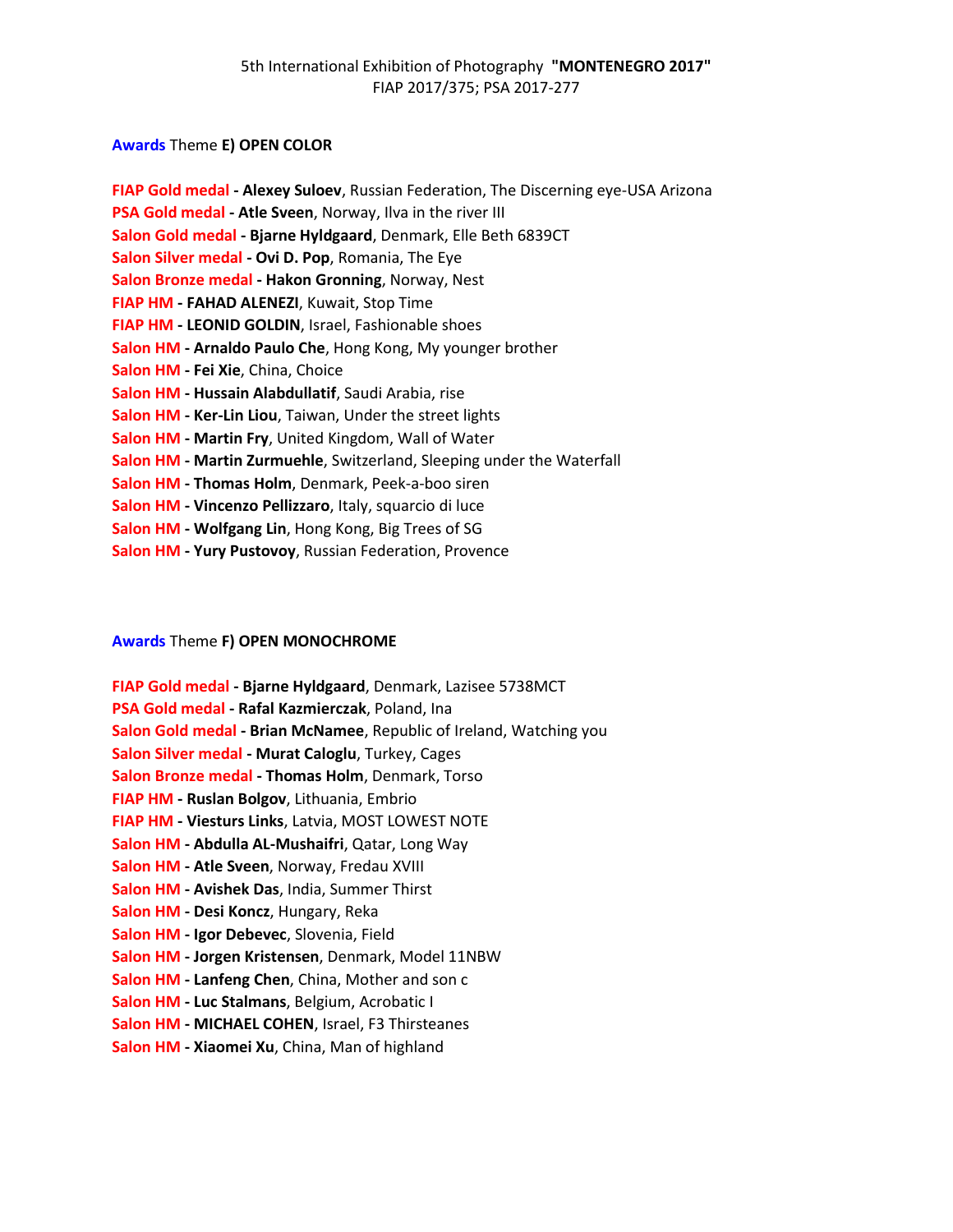5th International Exhibition of Photography **"MONTENEGRO 2017"**
FIAP 2017/375; PSA 2017-277

**Awards** Theme **E) OPEN COLOR**

**FIAP Gold medal - Alexey Suloev**, Russian Federation, The Discerning eye-USA Arizona
**PSA Gold medal - Atle Sveen**, Norway, Ilva in the river III
**Salon Gold medal - Bjarne Hyldgaard**, Denmark, Elle Beth 6839CT
**Salon Silver medal - Ovi D. Pop**, Romania, The Eye
**Salon Bronze medal - Hakon Gronning**, Norway, Nest
**FIAP HM - FAHAD ALENEZI**, Kuwait, Stop Time
**FIAP HM - LEONID GOLDIN**, Israel, Fashionable shoes
**Salon HM - Arnaldo Paulo Che**, Hong Kong, My younger brother
**Salon HM - Fei Xie**, China, Choice
**Salon HM - Hussain Alabdullatif**, Saudi Arabia, rise
**Salon HM - Ker-Lin Liou**, Taiwan, Under the street lights
**Salon HM - Martin Fry**, United Kingdom, Wall of Water
**Salon HM - Martin Zurmuehle**, Switzerland, Sleeping under the Waterfall
**Salon HM - Thomas Holm**, Denmark, Peek-a-boo siren
**Salon HM - Vincenzo Pellizzaro**, Italy, squarcio di luce
**Salon HM - Wolfgang Lin**, Hong Kong, Big Trees of SG
**Salon HM - Yury Pustovoy**, Russian Federation, Provence

**Awards** Theme **F) OPEN MONOCHROME**

**FIAP Gold medal - Bjarne Hyldgaard**, Denmark, Lazisee 5738MCT
**PSA Gold medal - Rafal Kazmierczak**, Poland, Ina
**Salon Gold medal - Brian McNamee**, Republic of Ireland, Watching you
**Salon Silver medal - Murat Caloglu**, Turkey, Cages
**Salon Bronze medal - Thomas Holm**, Denmark, Torso
**FIAP HM - Ruslan Bolgov**, Lithuania, Embrio
**FIAP HM - Viesturs Links**, Latvia, MOST LOWEST NOTE
**Salon HM - Abdulla AL-Mushaifri**, Qatar, Long Way
**Salon HM - Atle Sveen**, Norway, Fredau XVIII
**Salon HM - Avishek Das**, India, Summer Thirst
**Salon HM - Desi Koncz**, Hungary, Reka
**Salon HM - Igor Debevec**, Slovenia, Field
**Salon HM - Jorgen Kristensen**, Denmark, Model 11NBW
**Salon HM - Lanfeng Chen**, China, Mother and son c
**Salon HM - Luc Stalmans**, Belgium, Acrobatic I
**Salon HM - MICHAEL COHEN**, Israel, F3 Thirsteanes
**Salon HM - Xiaomei Xu**, China, Man of highland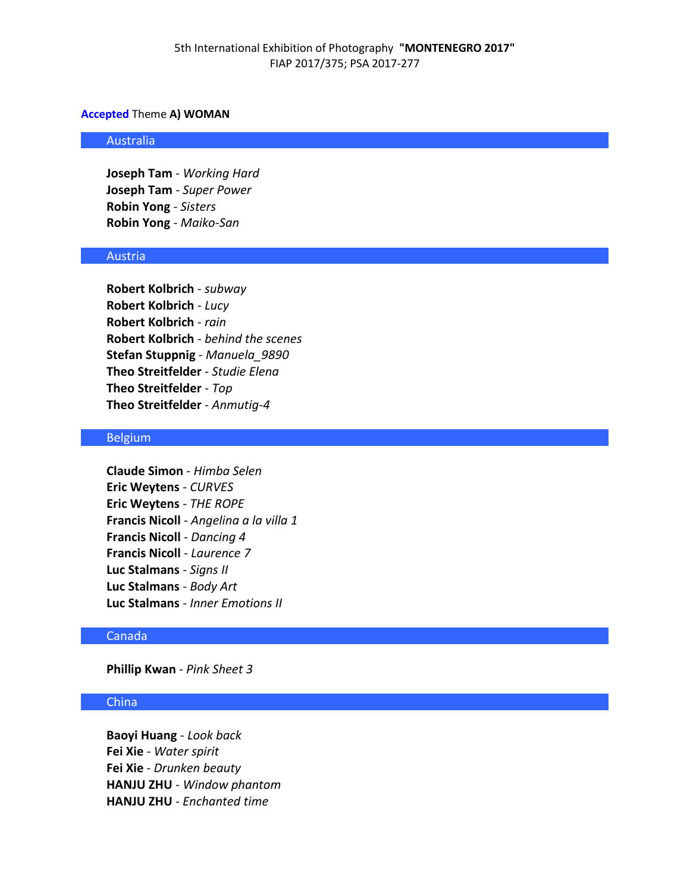5th International Exhibition of Photography **"MONTENEGRO 2017"**
FIAP 2017/375; PSA 2017-277

**Accepted** Theme **A) WOMAN**

## Australia

**Joseph Tam** - *Working Hard*
**Joseph Tam** - *Super Power*
**Robin Yong** - *Sisters*
**Robin Yong** - *Maiko-San*

## Austria

**Robert Kolbrich** - *subway*
**Robert Kolbrich** - *Lucy*
**Robert Kolbrich** - *rain*
**Robert Kolbrich** - *behind the scenes*
**Stefan Stuppnig** - *Manuela_9890*
**Theo Streitfelder** - *Studie Elena*
**Theo Streitfelder** - *Top*
**Theo Streitfelder** - *Anmutig-4*

## Belgium

**Claude Simon** - *Himba Selen*
**Eric Weytens** - *CURVES*
**Eric Weytens** - *THE ROPE*
**Francis Nicoll** - *Angelina a la villa 1*
**Francis Nicoll** - *Dancing 4*
**Francis Nicoll** - *Laurence 7*
**Luc Stalmans** - *Signs II*
**Luc Stalmans** - *Body Art*
**Luc Stalmans** - *Inner Emotions II*

## Canada

**Phillip Kwan** - *Pink Sheet 3*

## China

**Baoyi Huang** - *Look back*
**Fei Xie** - *Water spirit*
**Fei Xie** - *Drunken beauty*
**HANJU ZHU** - *Window phantom*
**HANJU ZHU** - *Enchanted time*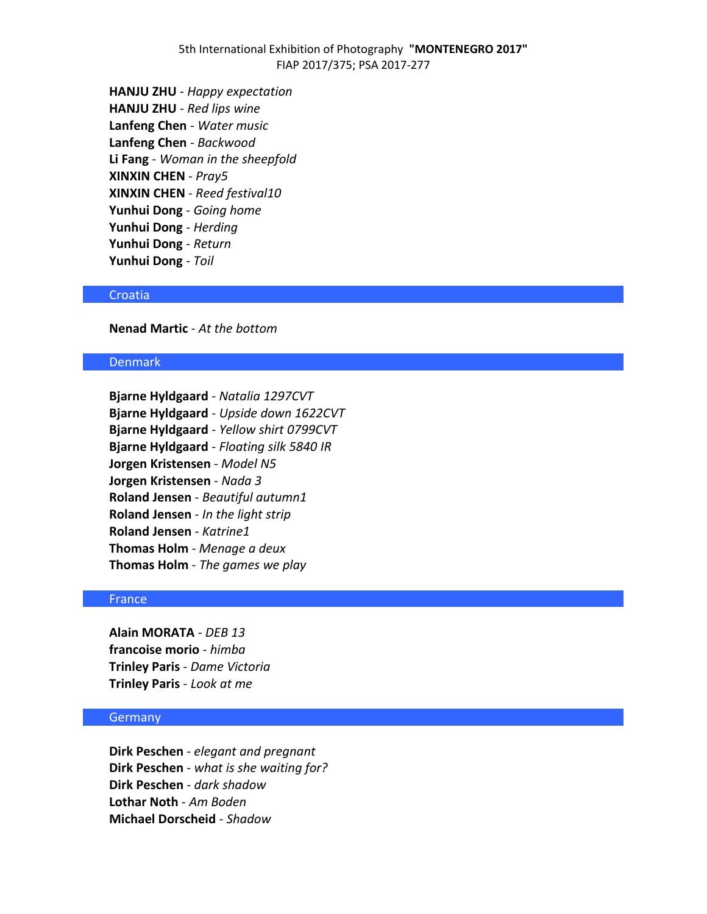**HANJU ZHU** - *Happy expectation*
**HANJU ZHU** - *Red lips wine*
**Lanfeng Chen** - *Water music*
**Lanfeng Chen** - *Backwood*
**Li Fang** - *Woman in the sheepfold*
**XINXIN CHEN** - *Pray5*
**XINXIN CHEN** - *Reed festival10*
**Yunhui Dong** - *Going home*
**Yunhui Dong** - *Herding*
**Yunhui Dong** - *Return*
**Yunhui Dong** - *Toil*

## Croatia

**Nenad Martic** - *At the bottom*

## Denmark

**Bjarne Hyldgaard** - *Natalia 1297CVT*
**Bjarne Hyldgaard** - *Upside down 1622CVT*
**Bjarne Hyldgaard** - *Yellow shirt 0799CVT*
**Bjarne Hyldgaard** - *Floating silk 5840 IR*
**Jorgen Kristensen** - *Model N5*
**Jorgen Kristensen** - *Nada 3*
**Roland Jensen** - *Beautiful autumn1*
**Roland Jensen** - *In the light strip*
**Roland Jensen** - *Katrine1*
**Thomas Holm** - *Menage a deux*
**Thomas Holm** - *The games we play*

## France

**Alain MORATA** - *DEB 13*
**francoise morio** - *himba*
**Trinley Paris** - *Dame Victoria*
**Trinley Paris** - *Look at me*

## Germany

**Dirk Peschen** - *elegant and pregnant*
**Dirk Peschen** - *what is she waiting for?*
**Dirk Peschen** - *dark shadow*
**Lothar Noth** - *Am Boden*
**Michael Dorscheid** - *Shadow*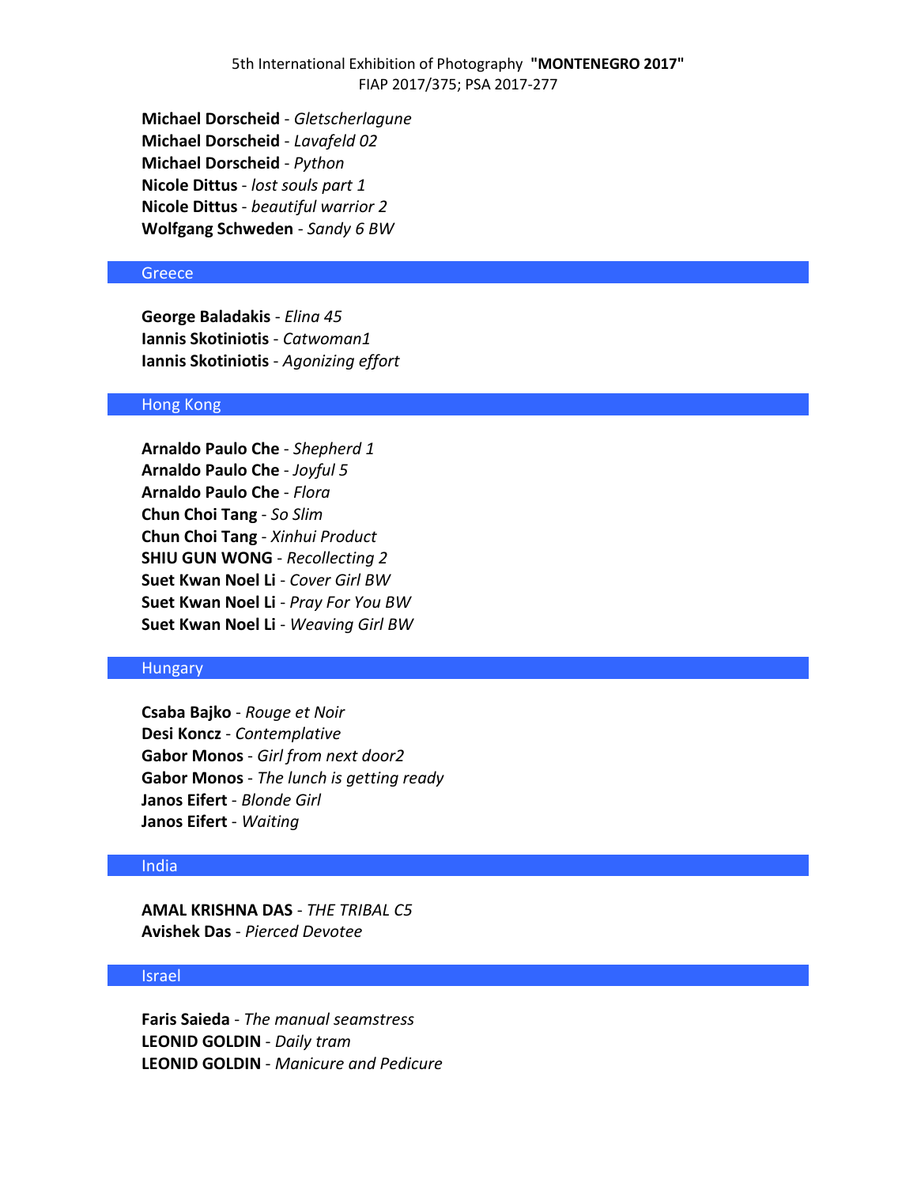**Michael Dorscheid** - *Gletscherlagune*
**Michael Dorscheid** - *Lavafeld 02*
**Michael Dorscheid** - *Python*
**Nicole Dittus** - *lost souls part 1*
**Nicole Dittus** - *beautiful warrior 2*
**Wolfgang Schweden** - *Sandy 6 BW*

## Greece

**George Baladakis** - *Elina 45*
**Iannis Skotiniotis** - *Catwoman1*
**Iannis Skotiniotis** - *Agonizing effort*

## Hong Kong

**Arnaldo Paulo Che** - *Shepherd 1*
**Arnaldo Paulo Che** - *Joyful 5*
**Arnaldo Paulo Che** - *Flora*
**Chun Choi Tang** - *So Slim*
**Chun Choi Tang** - *Xinhui Product*
**SHIU GUN WONG** - *Recollecting 2*
**Suet Kwan Noel Li** - *Cover Girl BW*
**Suet Kwan Noel Li** - *Pray For You BW*
**Suet Kwan Noel Li** - *Weaving Girl BW*

## Hungary

**Csaba Bajko** - *Rouge et Noir*
**Desi Koncz** - *Contemplative*
**Gabor Monos** - *Girl from next door2*
**Gabor Monos** - *The lunch is getting ready*
**Janos Eifert** - *Blonde Girl*
**Janos Eifert** - *Waiting*

## India

**AMAL KRISHNA DAS** - *THE TRIBAL C5*
**Avishek Das** - *Pierced Devotee*

## Israel

**Faris Saieda** - *The manual seamstress*
**LEONID GOLDIN** - *Daily tram*
**LEONID GOLDIN** - *Manicure and Pedicure*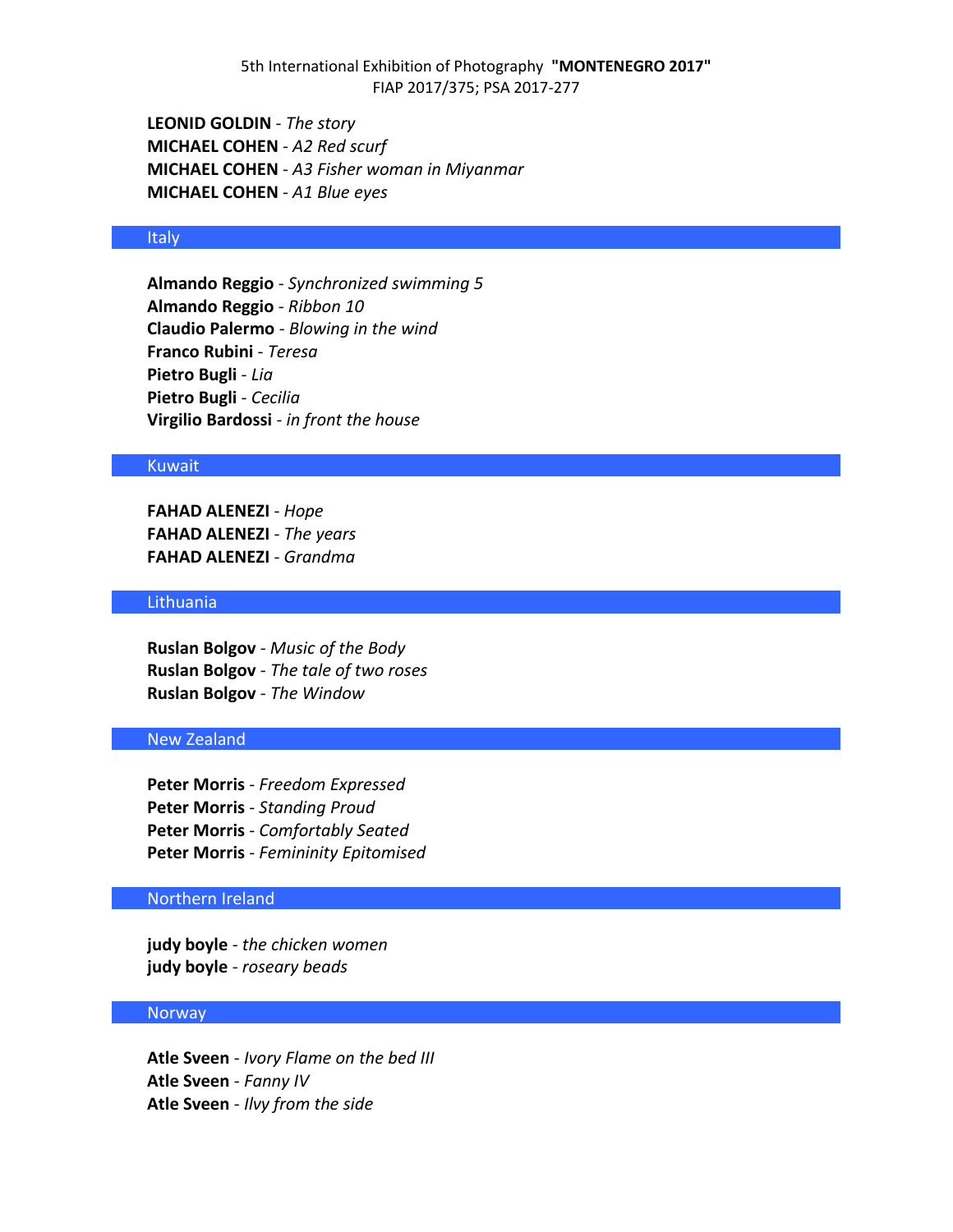**LEONID GOLDIN** - *The story*
**MICHAEL COHEN** - *A2 Red scurf*
**MICHAEL COHEN** - *A3 Fisher woman in Miyanmar*
**MICHAEL COHEN** - *A1 Blue eyes*

## Italy

**Almando Reggio** - *Synchronized swimming 5*
**Almando Reggio** - *Ribbon 10*
**Claudio Palermo** - *Blowing in the wind*
**Franco Rubini** - *Teresa*
**Pietro Bugli** - *Lia*
**Pietro Bugli** - *Cecilia*
**Virgilio Bardossi** - *in front the house*

## Kuwait

**FAHAD ALENEZI** - *Hope*
**FAHAD ALENEZI** - *The years*
**FAHAD ALENEZI** - *Grandma*

## Lithuania

**Ruslan Bolgov** - *Music of the Body*
**Ruslan Bolgov** - *The tale of two roses*
**Ruslan Bolgov** - *The Window*

## New Zealand

**Peter Morris** - *Freedom Expressed*
**Peter Morris** - *Standing Proud*
**Peter Morris** - *Comfortably Seated*
**Peter Morris** - *Femininity Epitomised*

## Northern Ireland

**judy boyle** - *the chicken women*
**judy boyle** - *roseary beads*

## Norway

**Atle Sveen** - *Ivory Flame on the bed III*
**Atle Sveen** - *Fanny IV*
**Atle Sveen** - *Ilvy from the side*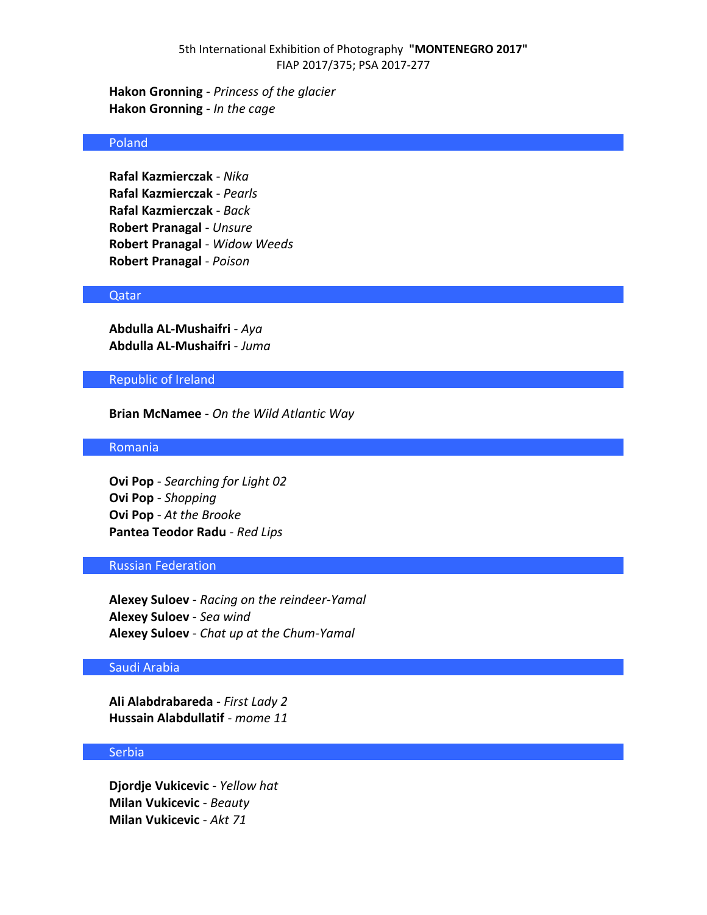**Hakon Gronning** - *Princess of the glacier*
**Hakon Gronning** - *In the cage*

## Poland

**Rafal Kazmierczak** - *Nika*
**Rafal Kazmierczak** - *Pearls*
**Rafal Kazmierczak** - *Back*
**Robert Pranagal** - *Unsure*
**Robert Pranagal** - *Widow Weeds*
**Robert Pranagal** - *Poison*

## Qatar

**Abdulla AL-Mushaifri** - *Aya*
**Abdulla AL-Mushaifri** - *Juma*

## Republic of Ireland

**Brian McNamee** - *On the Wild Atlantic Way*

## Romania

**Ovi Pop** - *Searching for Light 02*
**Ovi Pop** - *Shopping*
**Ovi Pop** - *At the Brooke*
**Pantea Teodor Radu** - *Red Lips*

## Russian Federation

**Alexey Suloev** - *Racing on the reindeer-Yamal*
**Alexey Suloev** - *Sea wind*
**Alexey Suloev** - *Chat up at the Chum-Yamal*

## Saudi Arabia

**Ali Alabdrabareda** - *First Lady 2*
**Hussain Alabdullatif** - *mome 11*

## Serbia

**Djordje Vukicevic** - *Yellow hat*
**Milan Vukicevic** - *Beauty*
**Milan Vukicevic** - *Akt 71*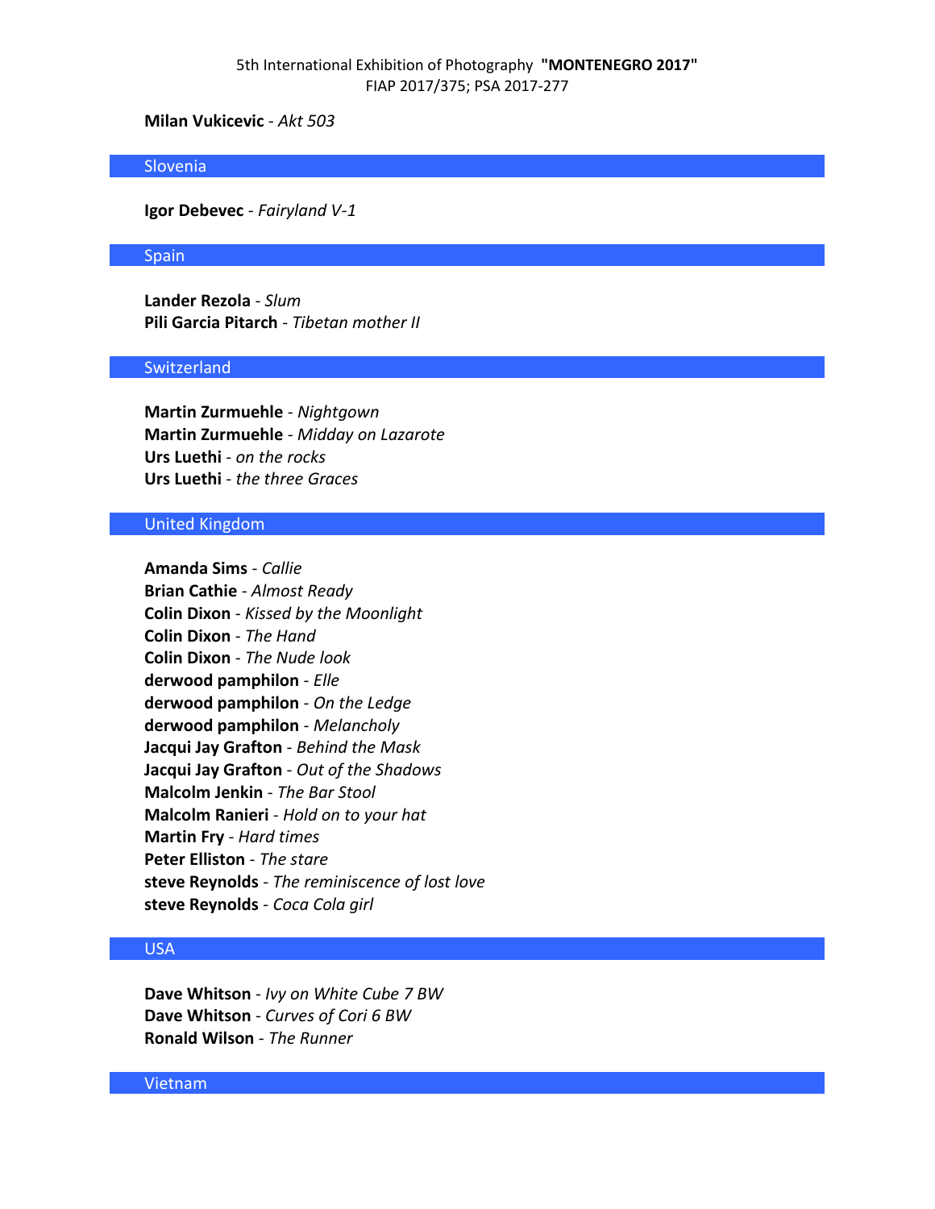**Milan Vukicevic** - *Akt 503*

## Slovenia

**Igor Debevec** - *Fairyland V-1*

## Spain

**Lander Rezola** - *Slum*
**Pili Garcia Pitarch** - *Tibetan mother II*

## Switzerland

**Martin Zurmuehle** - *Nightgown*
**Martin Zurmuehle** - *Midday on Lazarote*
**Urs Luethi** - *on the rocks*
**Urs Luethi** - *the three Graces*

## United Kingdom

**Amanda Sims** - *Callie*
**Brian Cathie** - *Almost Ready*
**Colin Dixon** - *Kissed by the Moonlight*
**Colin Dixon** - *The Hand*
**Colin Dixon** - *The Nude look*
**derwood pamphilon** - *Elle*
**derwood pamphilon** - *On the Ledge*
**derwood pamphilon** - *Melancholy*
**Jacqui Jay Grafton** - *Behind the Mask*
**Jacqui Jay Grafton** - *Out of the Shadows*
**Malcolm Jenkin** - *The Bar Stool*
**Malcolm Ranieri** - *Hold on to your hat*
**Martin Fry** - *Hard times*
**Peter Elliston** - *The stare*
**steve Reynolds** - *The reminiscence of lost love*
**steve Reynolds** - *Coca Cola girl*

## USA

**Dave Whitson** - *Ivy on White Cube 7 BW*
**Dave Whitson** - *Curves of Cori 6 BW*
**Ronald Wilson** - *The Runner*

## Vietnam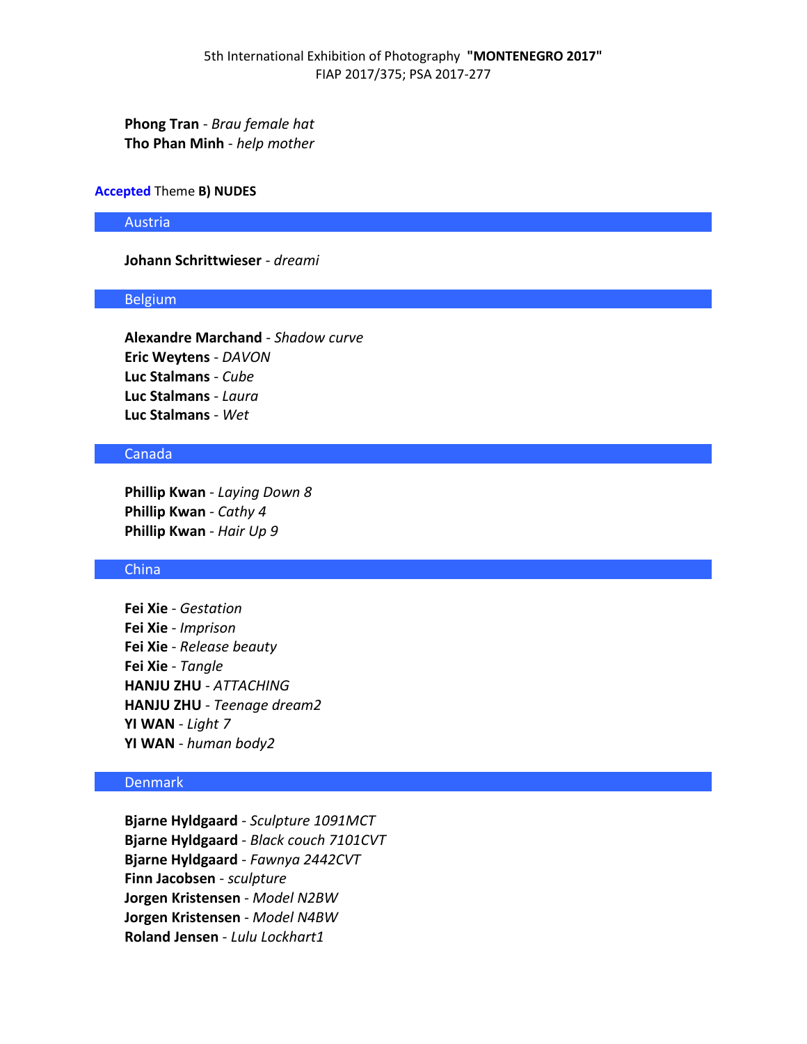**Phong Tran** - *Brau female hat*
**Tho Phan Minh** - *help mother*

**Accepted** Theme **B) NUDES**

## Austria

**Johann Schrittwieser** - *dreami*

## Belgium

**Alexandre Marchand** - *Shadow curve*
**Eric Weytens** - *DAVON*
**Luc Stalmans** - *Cube*
**Luc Stalmans** - *Laura*
**Luc Stalmans** - *Wet*

## Canada

**Phillip Kwan** - *Laying Down 8*
**Phillip Kwan** - *Cathy 4*
**Phillip Kwan** - *Hair Up 9*

## China

**Fei Xie** - *Gestation*
**Fei Xie** - *Imprison*
**Fei Xie** - *Release beauty*
**Fei Xie** - *Tangle*
**HANJU ZHU** - *ATTACHING*
**HANJU ZHU** - *Teenage dream2*
**YI WAN** - *Light 7*
**YI WAN** - *human body2*

## Denmark

**Bjarne Hyldgaard** - *Sculpture 1091MCT*
**Bjarne Hyldgaard** - *Black couch 7101CVT*
**Bjarne Hyldgaard** - *Fawnya 2442CVT*
**Finn Jacobsen** - *sculpture*
**Jorgen Kristensen** - *Model N2BW*
**Jorgen Kristensen** - *Model N4BW*
**Roland Jensen** - *Lulu Lockhart1*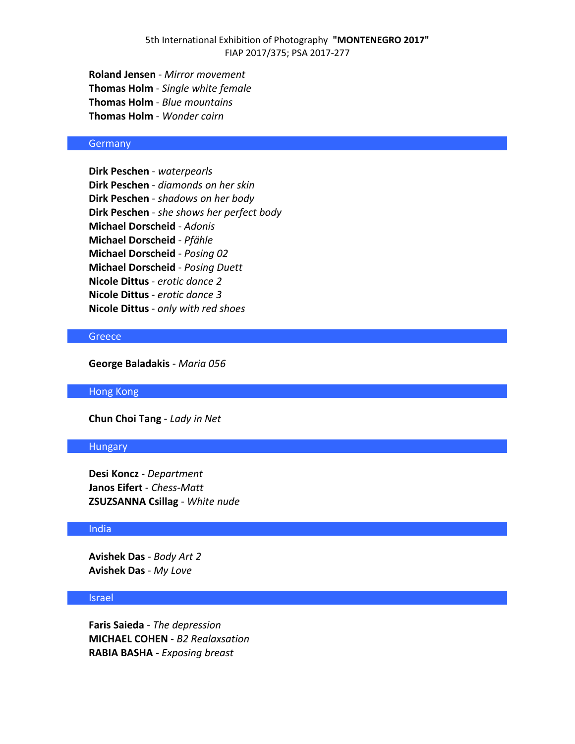**Roland Jensen** - *Mirror movement*
**Thomas Holm** - *Single white female*
**Thomas Holm** - *Blue mountains*
**Thomas Holm** - *Wonder cairn*

## Germany

**Dirk Peschen** - *waterpearls*
**Dirk Peschen** - *diamonds on her skin*
**Dirk Peschen** - *shadows on her body*
**Dirk Peschen** - *she shows her perfect body*
**Michael Dorscheid** - *Adonis*
**Michael Dorscheid** - *Pfähle*
**Michael Dorscheid** - *Posing 02*
**Michael Dorscheid** - *Posing Duett*
**Nicole Dittus** - *erotic dance 2*
**Nicole Dittus** - *erotic dance 3*
**Nicole Dittus** - *only with red shoes*

## Greece

**George Baladakis** - *Maria 056*

## Hong Kong

**Chun Choi Tang** - *Lady in Net*

## Hungary

**Desi Koncz** - *Department*
**Janos Eifert** - *Chess-Matt*
**ZSUZSANNA Csillag** - *White nude*

## India

**Avishek Das** - *Body Art 2*
**Avishek Das** - *My Love*

## Israel

**Faris Saieda** - *The depression*
**MICHAEL COHEN** - *B2 Realaxsation*
**RABIA BASHA** - *Exposing breast*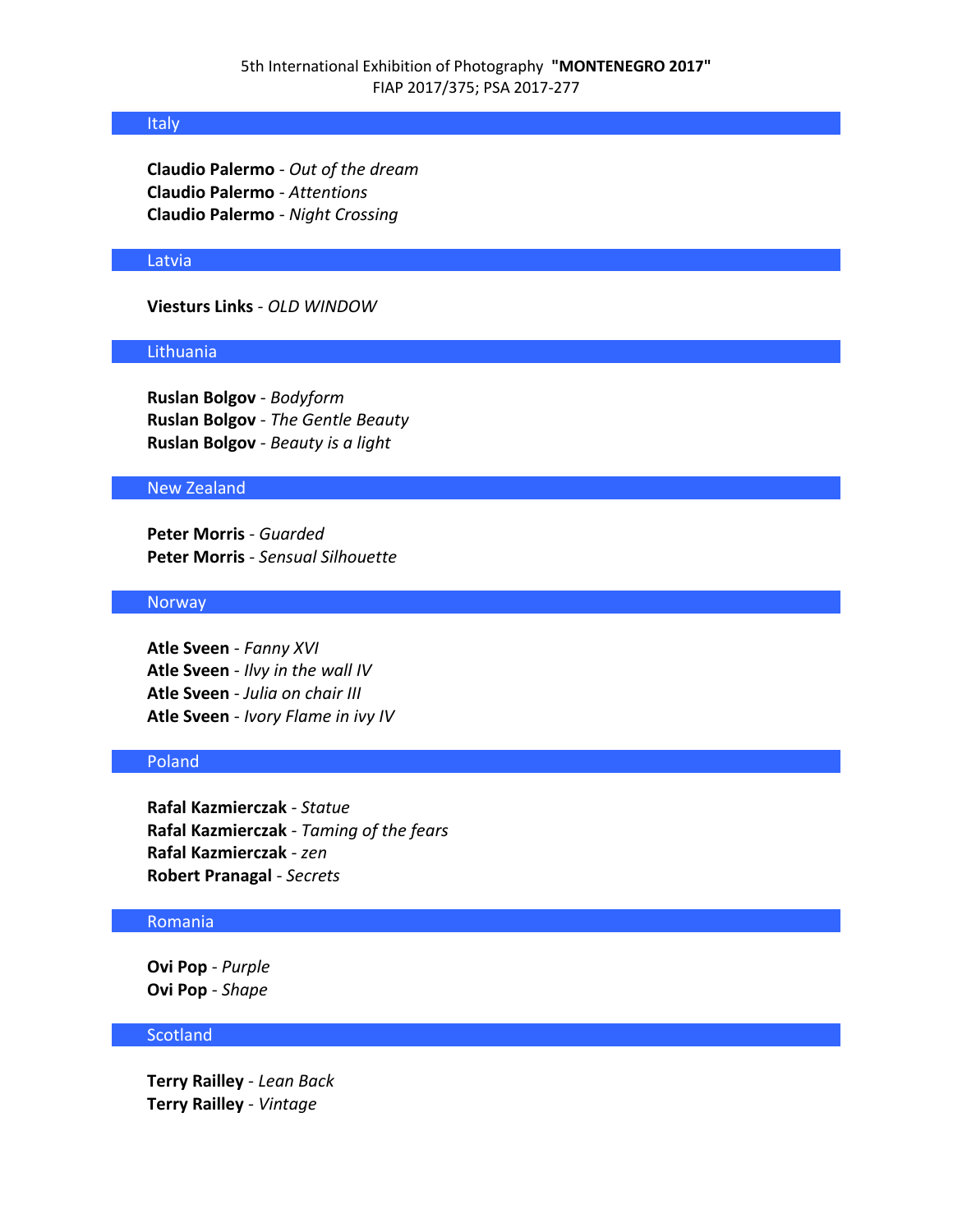5th International Exhibition of Photography **"MONTENEGRO 2017"**
FIAP 2017/375; PSA 2017-277

## Italy

**Claudio Palermo** - *Out of the dream*
**Claudio Palermo** - *Attentions*
**Claudio Palermo** - *Night Crossing*

## Latvia

**Viesturs Links** - *OLD WINDOW*

## Lithuania

**Ruslan Bolgov** - *Bodyform*
**Ruslan Bolgov** - *The Gentle Beauty*
**Ruslan Bolgov** - *Beauty is a light*

## New Zealand

**Peter Morris** - *Guarded*
**Peter Morris** - *Sensual Silhouette*

## Norway

**Atle Sveen** - *Fanny XVI*
**Atle Sveen** - *Ilvy in the wall IV*
**Atle Sveen** - *Julia on chair III*
**Atle Sveen** - *Ivory Flame in ivy IV*

## Poland

**Rafal Kazmierczak** - *Statue*
**Rafal Kazmierczak** - *Taming of the fears*
**Rafal Kazmierczak** - *zen*
**Robert Pranagal** - *Secrets*

## Romania

**Ovi Pop** - *Purple*
**Ovi Pop** - *Shape*

## Scotland

**Terry Railley** - *Lean Back*
**Terry Railley** - *Vintage*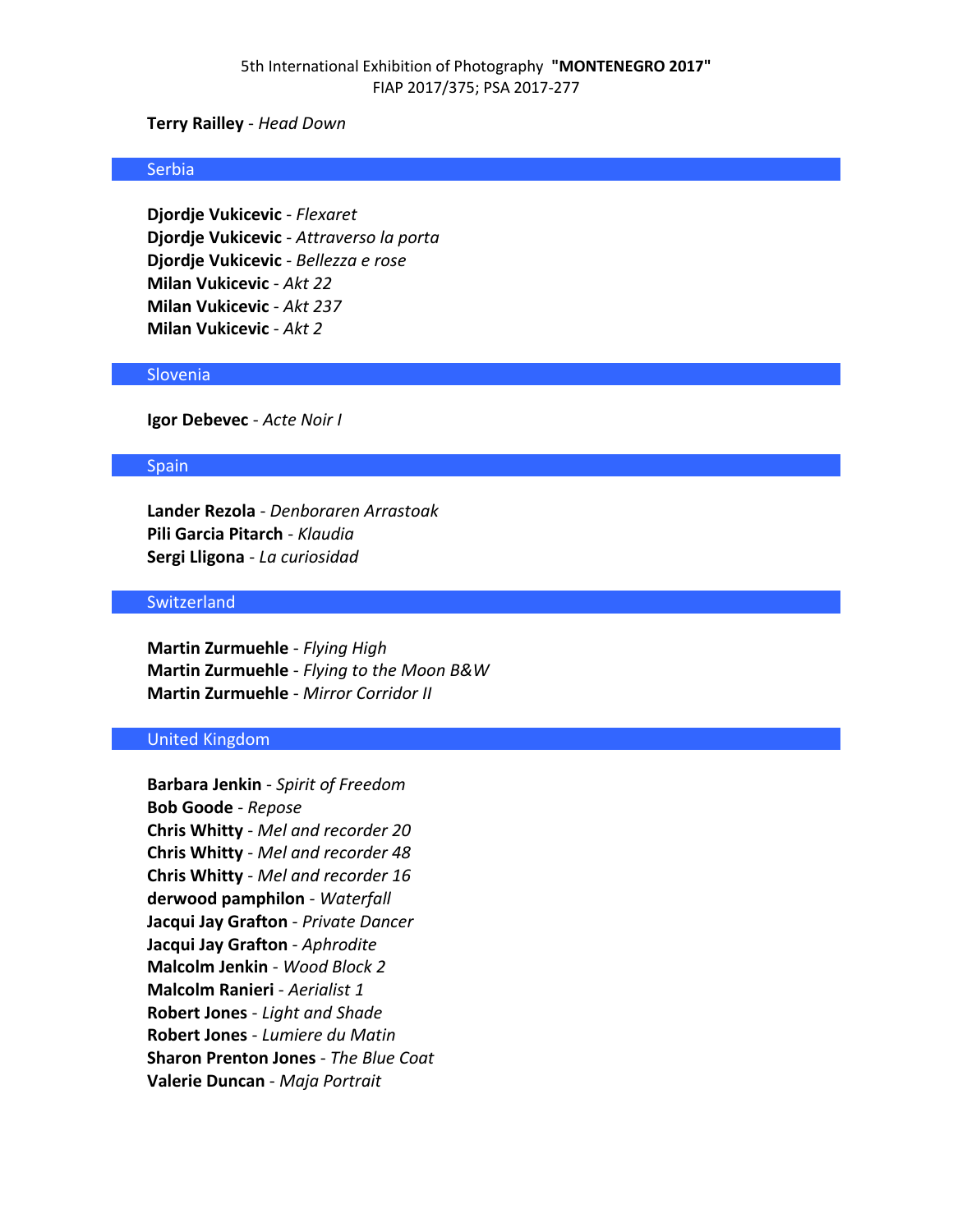**Terry Railley** - *Head Down*

## Serbia

**Djordje Vukicevic** - *Flexaret*
**Djordje Vukicevic** - *Attraverso la porta*
**Djordje Vukicevic** - *Bellezza e rose*
**Milan Vukicevic** - *Akt 22*
**Milan Vukicevic** - *Akt 237*
**Milan Vukicevic** - *Akt 2*

## Slovenia

**Igor Debevec** - *Acte Noir I*

## Spain

**Lander Rezola** - *Denboraren Arrastoak*
**Pili Garcia Pitarch** - *Klaudia*
**Sergi Lligona** - *La curiosidad*

## Switzerland

**Martin Zurmuehle** - *Flying High*
**Martin Zurmuehle** - *Flying to the Moon B&W*
**Martin Zurmuehle** - *Mirror Corridor II*

## United Kingdom

**Barbara Jenkin** - *Spirit of Freedom*
**Bob Goode** - *Repose*
**Chris Whitty** - *Mel and recorder 20*
**Chris Whitty** - *Mel and recorder 48*
**Chris Whitty** - *Mel and recorder 16*
**derwood pamphilon** - *Waterfall*
**Jacqui Jay Grafton** - *Private Dancer*
**Jacqui Jay Grafton** - *Aphrodite*
**Malcolm Jenkin** - *Wood Block 2*
**Malcolm Ranieri** - *Aerialist 1*
**Robert Jones** - *Light and Shade*
**Robert Jones** - *Lumiere du Matin*
**Sharon Prenton Jones** - *The Blue Coat*
**Valerie Duncan** - *Maja Portrait*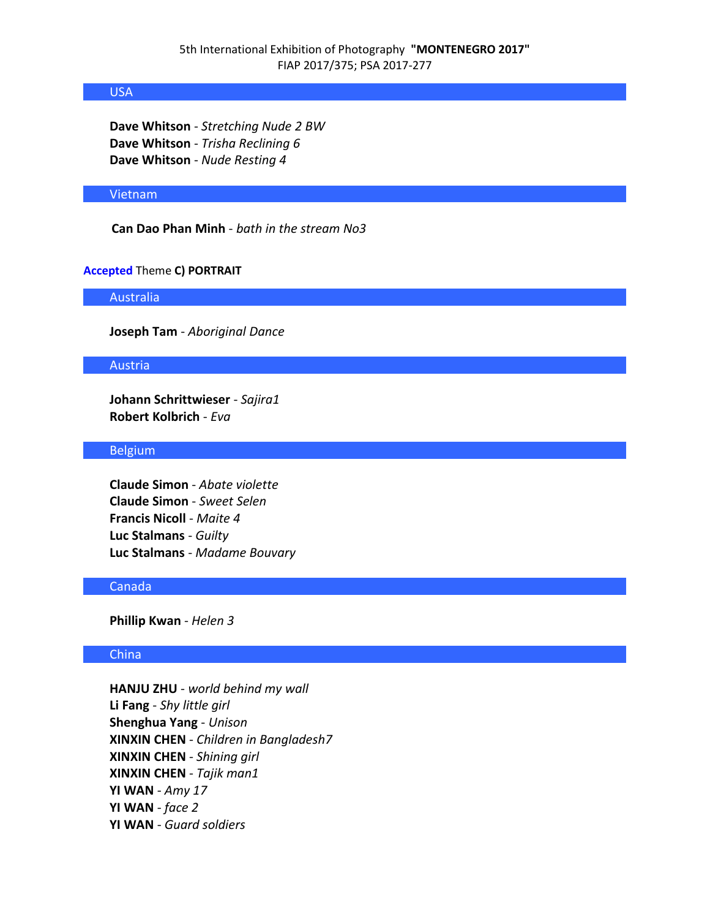## USA

**Dave Whitson** - *Stretching Nude 2 BW*
**Dave Whitson** - *Trisha Reclining 6*
**Dave Whitson** - *Nude Resting 4*

## Vietnam

**Can Dao Phan Minh** - *bath in the stream No3*

**Accepted** Theme **C) PORTRAIT**

## Australia

**Joseph Tam** - *Aboriginal Dance*

## Austria

**Johann Schrittwieser** - *Sajira1*
**Robert Kolbrich** - *Eva*

## Belgium

**Claude Simon** - *Abate violette*
**Claude Simon** - *Sweet Selen*
**Francis Nicoll** - *Maite 4*
**Luc Stalmans** - *Guilty*
**Luc Stalmans** - *Madame Bouvary*

## Canada

**Phillip Kwan** - *Helen 3*

## China

**HANJU ZHU** - *world behind my wall*
**Li Fang** - *Shy little girl*
**Shenghua Yang** - *Unison*
**XINXIN CHEN** - *Children in Bangladesh7*
**XINXIN CHEN** - *Shining girl*
**XINXIN CHEN** - *Tajik man1*
**YI WAN** - *Amy 17*
**YI WAN** - *face 2*
**YI WAN** - *Guard soldiers*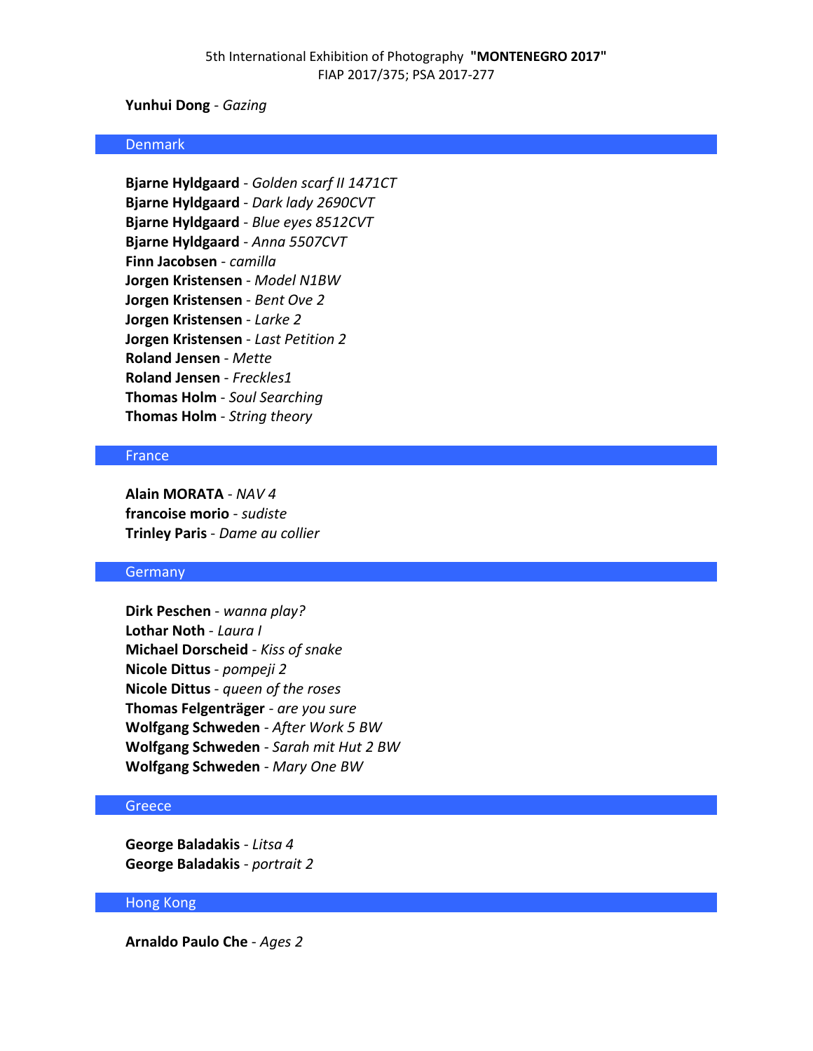**Yunhui Dong** - *Gazing*

## Denmark

**Bjarne Hyldgaard** - *Golden scarf II 1471CT*
**Bjarne Hyldgaard** - *Dark lady 2690CVT*
**Bjarne Hyldgaard** - *Blue eyes 8512CVT*
**Bjarne Hyldgaard** - *Anna 5507CVT*
**Finn Jacobsen** - *camilla*
**Jorgen Kristensen** - *Model N1BW*
**Jorgen Kristensen** - *Bent Ove 2*
**Jorgen Kristensen** - *Larke 2*
**Jorgen Kristensen** - *Last Petition 2*
**Roland Jensen** - *Mette*
**Roland Jensen** - *Freckles1*
**Thomas Holm** - *Soul Searching*
**Thomas Holm** - *String theory*

## France

**Alain MORATA** - *NAV 4*
**francoise morio** - *sudiste*
**Trinley Paris** - *Dame au collier*

## Germany

**Dirk Peschen** - *wanna play?*
**Lothar Noth** - *Laura I*
**Michael Dorscheid** - *Kiss of snake*
**Nicole Dittus** - *pompeji 2*
**Nicole Dittus** - *queen of the roses*
**Thomas Felgenträger** - *are you sure*
**Wolfgang Schweden** - *After Work 5 BW*
**Wolfgang Schweden** - *Sarah mit Hut 2 BW*
**Wolfgang Schweden** - *Mary One BW*

## Greece

**George Baladakis** - *Litsa 4*
**George Baladakis** - *portrait 2*

## Hong Kong

**Arnaldo Paulo Che** - *Ages 2*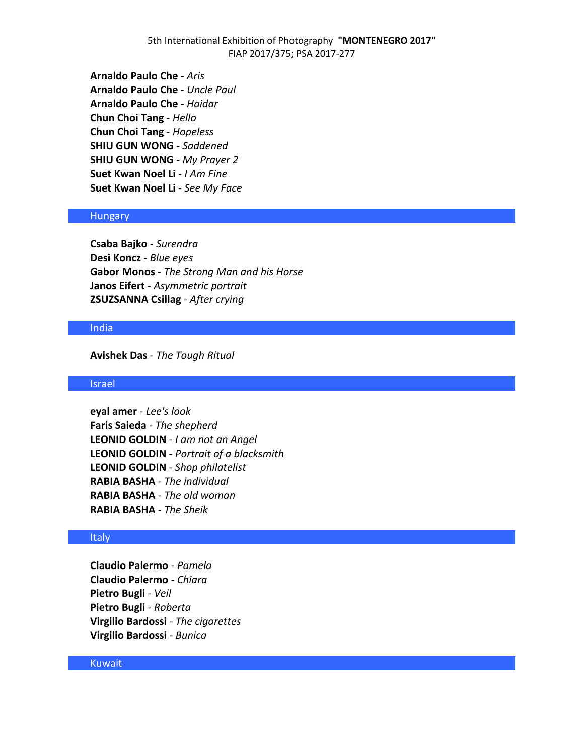**Arnaldo Paulo Che** - *Aris*
**Arnaldo Paulo Che** - *Uncle Paul*
**Arnaldo Paulo Che** - *Haidar*
**Chun Choi Tang** - *Hello*
**Chun Choi Tang** - *Hopeless*
**SHIU GUN WONG** - *Saddened*
**SHIU GUN WONG** - *My Prayer 2*
**Suet Kwan Noel Li** - *I Am Fine*
**Suet Kwan Noel Li** - *See My Face*

## Hungary

**Csaba Bajko** - *Surendra*
**Desi Koncz** - *Blue eyes*
**Gabor Monos** - *The Strong Man and his Horse*
**Janos Eifert** - *Asymmetric portrait*
**ZSUZSANNA Csillag** - *After crying*

## India

**Avishek Das** - *The Tough Ritual*

## Israel

**eyal amer** - *Lee's look*
**Faris Saieda** - *The shepherd*
**LEONID GOLDIN** - *I am not an Angel*
**LEONID GOLDIN** - *Portrait of a blacksmith*
**LEONID GOLDIN** - *Shop philatelist*
**RABIA BASHA** - *The individual*
**RABIA BASHA** - *The old woman*
**RABIA BASHA** - *The Sheik*

## Italy

**Claudio Palermo** - *Pamela*
**Claudio Palermo** - *Chiara*
**Pietro Bugli** - *Veil*
**Pietro Bugli** - *Roberta*
**Virgilio Bardossi** - *The cigarettes*
**Virgilio Bardossi** - *Bunica*

## Kuwait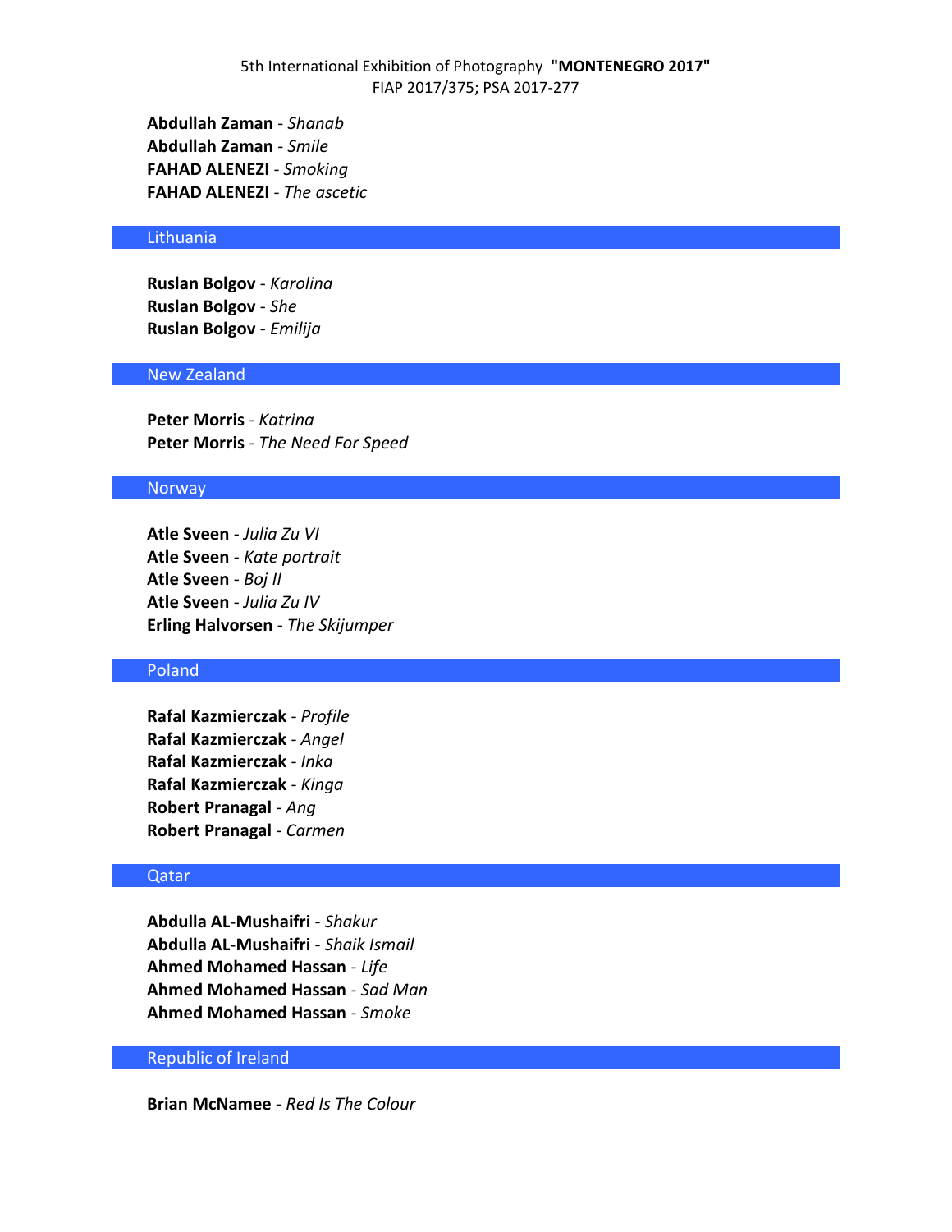**Abdullah Zaman** - *Shanab*
**Abdullah Zaman** - *Smile*
**FAHAD ALENEZI** - *Smoking*
**FAHAD ALENEZI** - *The ascetic*

## Lithuania

**Ruslan Bolgov** - *Karolina*
**Ruslan Bolgov** - *She*
**Ruslan Bolgov** - *Emilija*

## New Zealand

**Peter Morris** - *Katrina*
**Peter Morris** - *The Need For Speed*

## Norway

**Atle Sveen** - *Julia Zu VI*
**Atle Sveen** - *Kate portrait*
**Atle Sveen** - *Boj II*
**Atle Sveen** - *Julia Zu IV*
**Erling Halvorsen** - *The Skijumper*

## Poland

**Rafal Kazmierczak** - *Profile*
**Rafal Kazmierczak** - *Angel*
**Rafal Kazmierczak** - *Inka*
**Rafal Kazmierczak** - *Kinga*
**Robert Pranagal** - *Ang*
**Robert Pranagal** - *Carmen*

## Qatar

**Abdulla AL-Mushaifri** - *Shakur*
**Abdulla AL-Mushaifri** - *Shaik Ismail*
**Ahmed Mohamed Hassan** - *Life*
**Ahmed Mohamed Hassan** - *Sad Man*
**Ahmed Mohamed Hassan** - *Smoke*

## Republic of Ireland

**Brian McNamee** - *Red Is The Colour*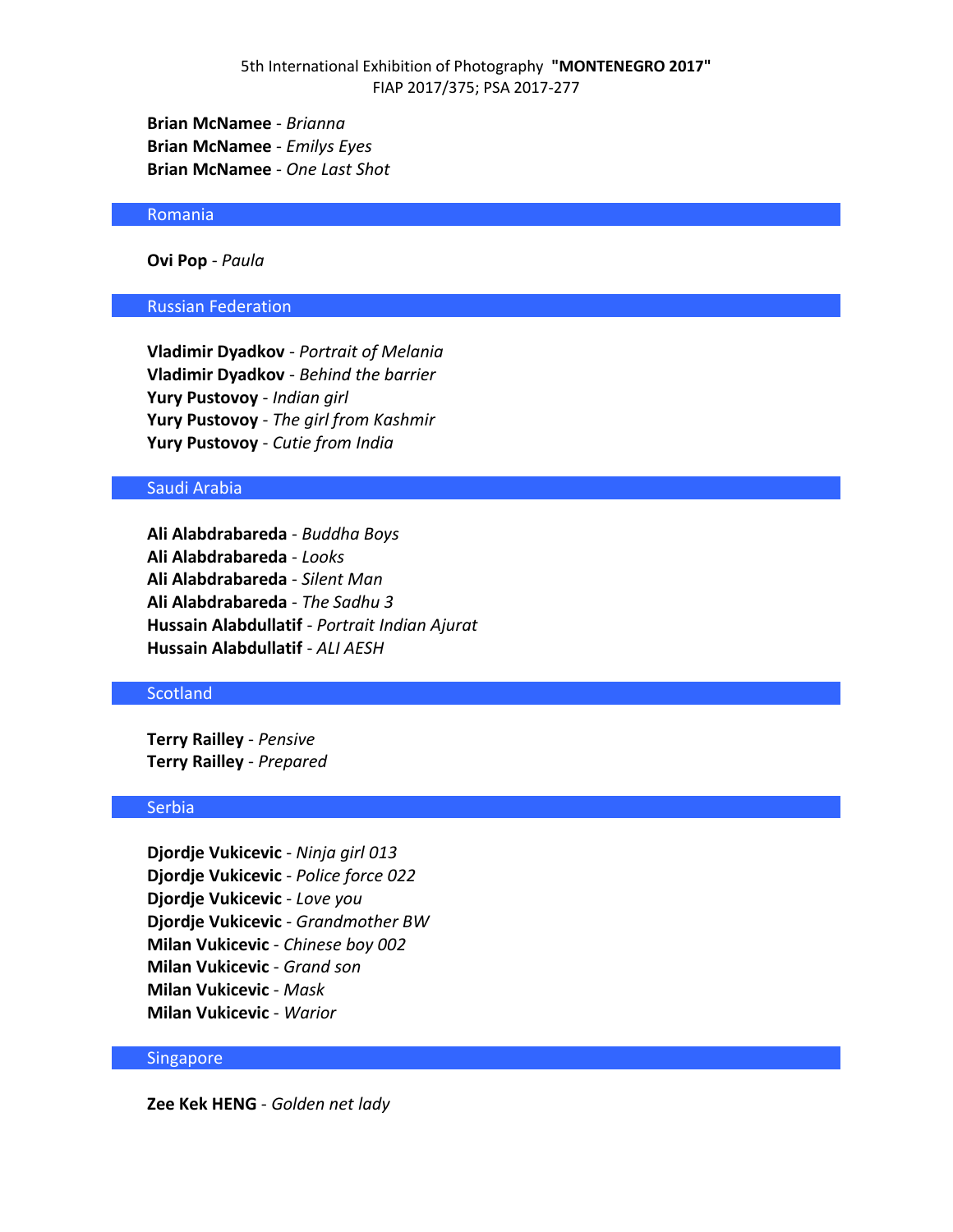**Brian McNamee** - *Brianna*
**Brian McNamee** - *Emilys Eyes*
**Brian McNamee** - *One Last Shot*

## Romania

**Ovi Pop** - *Paula*

## Russian Federation

**Vladimir Dyadkov** - *Portrait of Melania*
**Vladimir Dyadkov** - *Behind the barrier*
**Yury Pustovoy** - *Indian girl*
**Yury Pustovoy** - *The girl from Kashmir*
**Yury Pustovoy** - *Cutie from India*

## Saudi Arabia

**Ali Alabdrabareda** - *Buddha Boys*
**Ali Alabdrabareda** - *Looks*
**Ali Alabdrabareda** - *Silent Man*
**Ali Alabdrabareda** - *The Sadhu 3*
**Hussain Alabdullatif** - *Portrait Indian Ajurat*
**Hussain Alabdullatif** - *ALI AESH*

## Scotland

**Terry Railley** - *Pensive*
**Terry Railley** - *Prepared*

## Serbia

**Djordje Vukicevic** - *Ninja girl 013*
**Djordje Vukicevic** - *Police force 022*
**Djordje Vukicevic** - *Love you*
**Djordje Vukicevic** - *Grandmother BW*
**Milan Vukicevic** - *Chinese boy 002*
**Milan Vukicevic** - *Grand son*
**Milan Vukicevic** - *Mask*
**Milan Vukicevic** - *Warior*

## Singapore

**Zee Kek HENG** - *Golden net lady*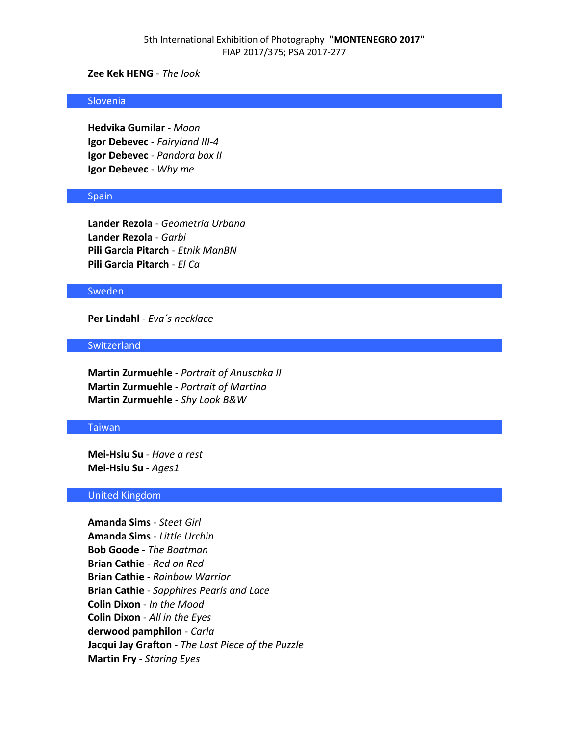**Zee Kek HENG** - *The look*

## Slovenia

**Hedvika Gumilar** - *Moon*
**Igor Debevec** - *Fairyland III-4*
**Igor Debevec** - *Pandora box II*
**Igor Debevec** - *Why me*

## Spain

**Lander Rezola** - *Geometria Urbana*
**Lander Rezola** - *Garbi*
**Pili Garcia Pitarch** - *Etnik ManBN*
**Pili Garcia Pitarch** - *El Ca*

## Sweden

**Per Lindahl** - *Eva´s necklace*

## Switzerland

**Martin Zurmuehle** - *Portrait of Anuschka II*
**Martin Zurmuehle** - *Portrait of Martina*
**Martin Zurmuehle** - *Shy Look B&W*

## Taiwan

**Mei-Hsiu Su** - *Have a rest*
**Mei-Hsiu Su** - *Ages1*

## United Kingdom

**Amanda Sims** - *Steet Girl*
**Amanda Sims** - *Little Urchin*
**Bob Goode** - *The Boatman*
**Brian Cathie** - *Red on Red*
**Brian Cathie** - *Rainbow Warrior*
**Brian Cathie** - *Sapphires Pearls and Lace*
**Colin Dixon** - *In the Mood*
**Colin Dixon** - *All in the Eyes*
**derwood pamphilon** - *Carla*
**Jacqui Jay Grafton** - *The Last Piece of the Puzzle*
**Martin Fry** - *Staring Eyes*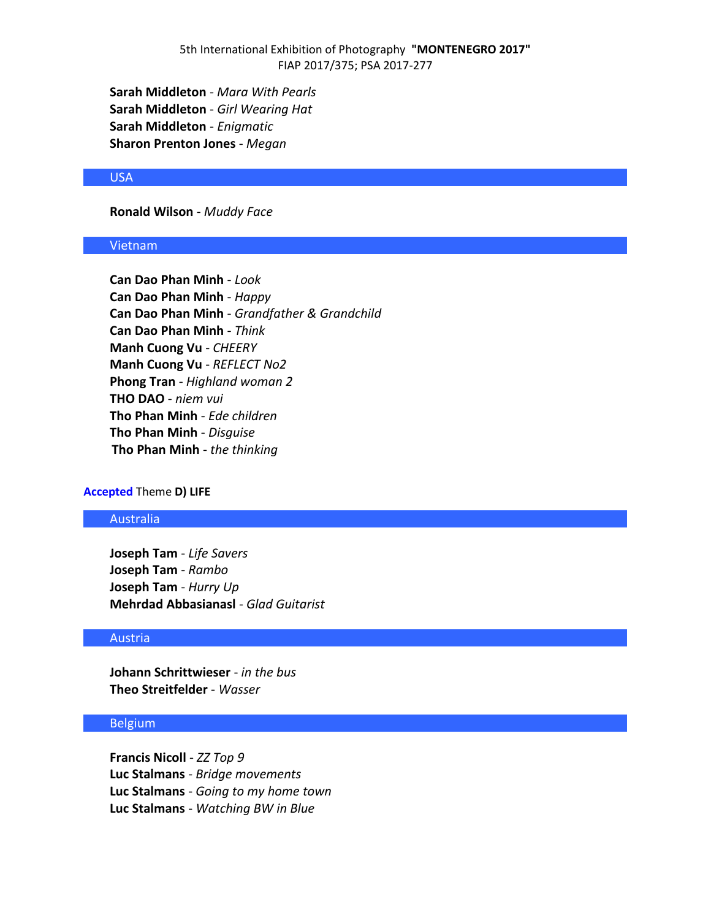**Sarah Middleton** - *Mara With Pearls*
**Sarah Middleton** - *Girl Wearing Hat*
**Sarah Middleton** - *Enigmatic*
**Sharon Prenton Jones** - *Megan*

### USA

**Ronald Wilson** - *Muddy Face*

### Vietnam

**Can Dao Phan Minh** - *Look*
**Can Dao Phan Minh** - *Happy*
**Can Dao Phan Minh** - *Grandfather & Grandchild*
**Can Dao Phan Minh** - *Think*
**Manh Cuong Vu** - *CHEERY*
**Manh Cuong Vu** - *REFLECT No2*
**Phong Tran** - *Highland woman 2*
**THO DAO** - *niem vui*
**Tho Phan Minh** - *Ede children*
**Tho Phan Minh** - *Disguise*
**Tho Phan Minh** - *the thinking*

## Accepted Theme **D) LIFE**

### Australia

**Joseph Tam** - *Life Savers*
**Joseph Tam** - *Rambo*
**Joseph Tam** - *Hurry Up*
**Mehrdad Abbasianasl** - *Glad Guitarist*

### Austria

**Johann Schrittwieser** - *in the bus*
**Theo Streitfelder** - *Wasser*

### Belgium

**Francis Nicoll** - *ZZ Top 9*
**Luc Stalmans** - *Bridge movements*
**Luc Stalmans** - *Going to my home town*
**Luc Stalmans** - *Watching BW in Blue*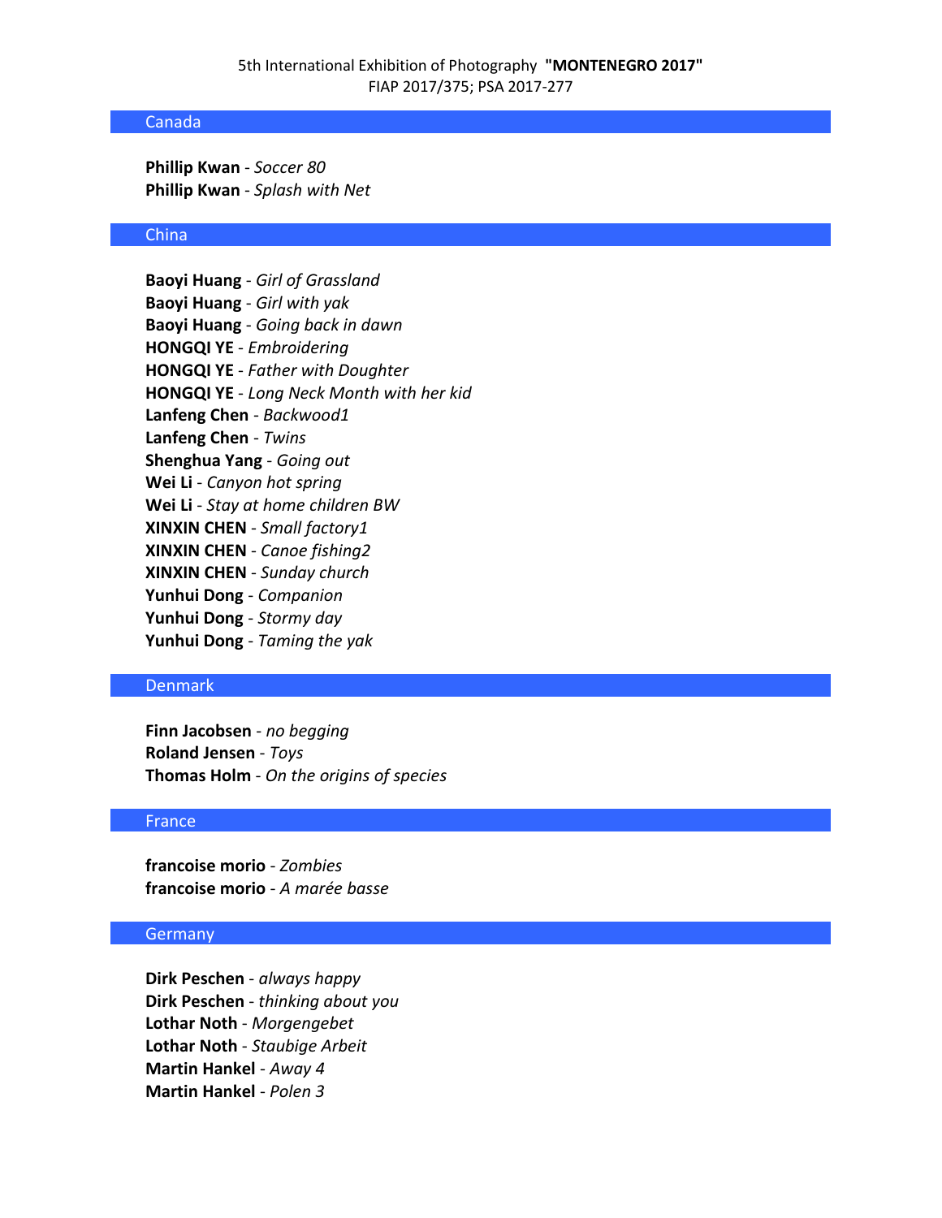## Canada

**Phillip Kwan** - *Soccer 80*
**Phillip Kwan** - *Splash with Net*

## China

**Baoyi Huang** - *Girl of Grassland*
**Baoyi Huang** - *Girl with yak*
**Baoyi Huang** - *Going back in dawn*
**HONGQI YE** - *Embroidering*
**HONGQI YE** - *Father with Doughter*
**HONGQI YE** - *Long Neck Month with her kid*
**Lanfeng Chen** - *Backwood1*
**Lanfeng Chen** - *Twins*
**Shenghua Yang** - *Going out*
**Wei Li** - *Canyon hot spring*
**Wei Li** - *Stay at home children BW*
**XINXIN CHEN** - *Small factory1*
**XINXIN CHEN** - *Canoe fishing2*
**XINXIN CHEN** - *Sunday church*
**Yunhui Dong** - *Companion*
**Yunhui Dong** - *Stormy day*
**Yunhui Dong** - *Taming the yak*

## Denmark

**Finn Jacobsen** - *no begging*
**Roland Jensen** - *Toys*
**Thomas Holm** - *On the origins of species*

## France

**francoise morio** - *Zombies*
**francoise morio** - *A marée basse*

## Germany

**Dirk Peschen** - *always happy*
**Dirk Peschen** - *thinking about you*
**Lothar Noth** - *Morgengebet*
**Lothar Noth** - *Staubige Arbeit*
**Martin Hankel** - *Away 4*
**Martin Hankel** - *Polen 3*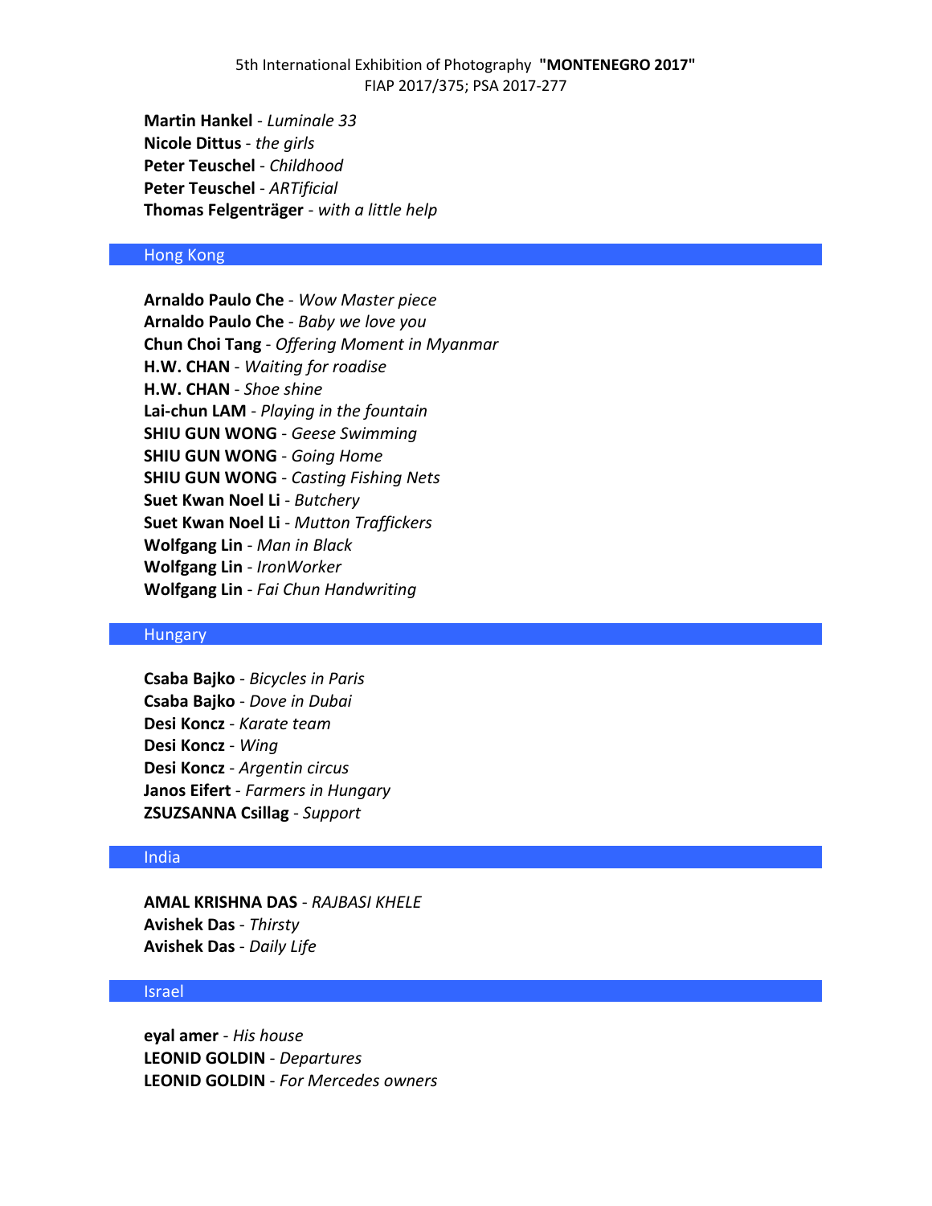**Martin Hankel** - *Luminale 33*
**Nicole Dittus** - *the girls*
**Peter Teuschel** - *Childhood*
**Peter Teuschel** - *ARTificial*
**Thomas Felgenträger** - *with a little help*

## Hong Kong

**Arnaldo Paulo Che** - *Wow Master piece*
**Arnaldo Paulo Che** - *Baby we love you*
**Chun Choi Tang** - *Offering Moment in Myanmar*
**H.W. CHAN** - *Waiting for roadise*
**H.W. CHAN** - *Shoe shine*
**Lai-chun LAM** - *Playing in the fountain*
**SHIU GUN WONG** - *Geese Swimming*
**SHIU GUN WONG** - *Going Home*
**SHIU GUN WONG** - *Casting Fishing Nets*
**Suet Kwan Noel Li** - *Butchery*
**Suet Kwan Noel Li** - *Mutton Traffickers*
**Wolfgang Lin** - *Man in Black*
**Wolfgang Lin** - *IronWorker*
**Wolfgang Lin** - *Fai Chun Handwriting*

## Hungary

**Csaba Bajko** - *Bicycles in Paris*
**Csaba Bajko** - *Dove in Dubai*
**Desi Koncz** - *Karate team*
**Desi Koncz** - *Wing*
**Desi Koncz** - *Argentin circus*
**Janos Eifert** - *Farmers in Hungary*
**ZSUZSANNA Csillag** - *Support*

## India

**AMAL KRISHNA DAS** - *RAJBASI KHELE*
**Avishek Das** - *Thirsty*
**Avishek Das** - *Daily Life*

## Israel

**eyal amer** - *His house*
**LEONID GOLDIN** - *Departures*
**LEONID GOLDIN** - *For Mercedes owners*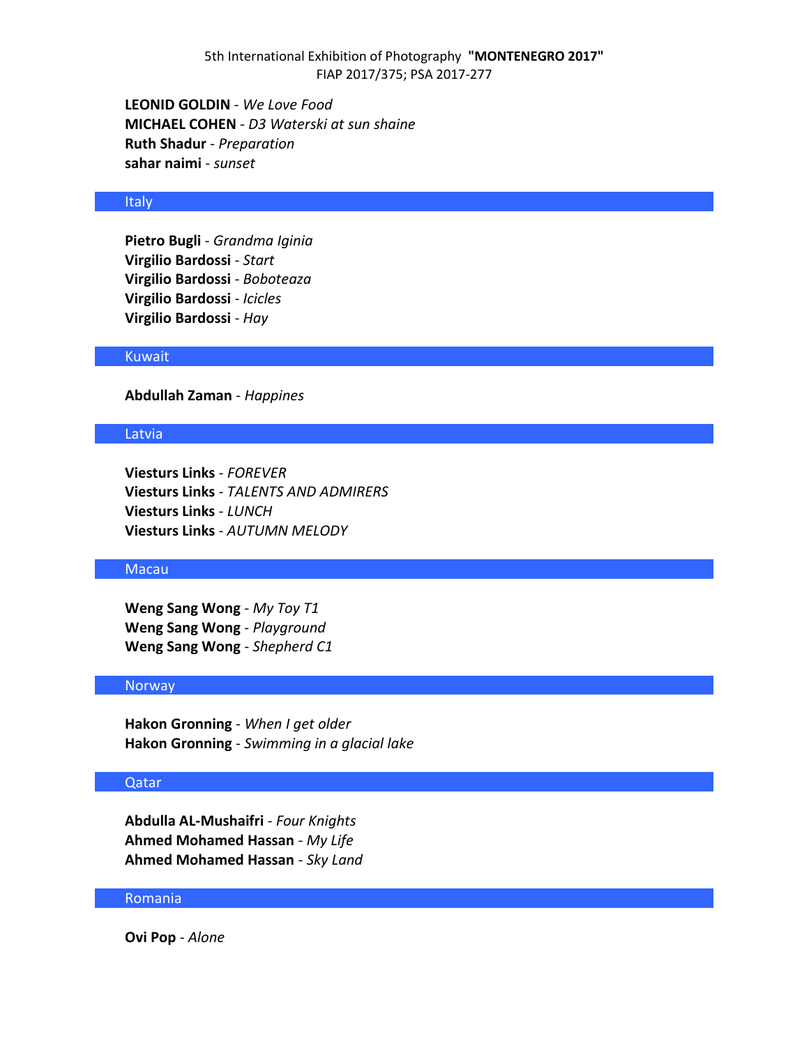**LEONID GOLDIN** - *We Love Food*
**MICHAEL COHEN** - *D3 Waterski at sun shaine*
**Ruth Shadur** - *Preparation*
**sahar naimi** - *sunset*

## Italy

**Pietro Bugli** - *Grandma Iginia*
**Virgilio Bardossi** - *Start*
**Virgilio Bardossi** - *Boboteaza*
**Virgilio Bardossi** - *Icicles*
**Virgilio Bardossi** - *Hay*

## Kuwait

**Abdullah Zaman** - *Happines*

## Latvia

**Viesturs Links** - *FOREVER*
**Viesturs Links** - *TALENTS AND ADMIRERS*
**Viesturs Links** - *LUNCH*
**Viesturs Links** - *AUTUMN MELODY*

## Macau

**Weng Sang Wong** - *My Toy T1*
**Weng Sang Wong** - *Playground*
**Weng Sang Wong** - *Shepherd C1*

## Norway

**Hakon Gronning** - *When I get older*
**Hakon Gronning** - *Swimming in a glacial lake*

## Qatar

**Abdulla AL-Mushaifri** - *Four Knights*
**Ahmed Mohamed Hassan** - *My Life*
**Ahmed Mohamed Hassan** - *Sky Land*

## Romania

**Ovi Pop** - *Alone*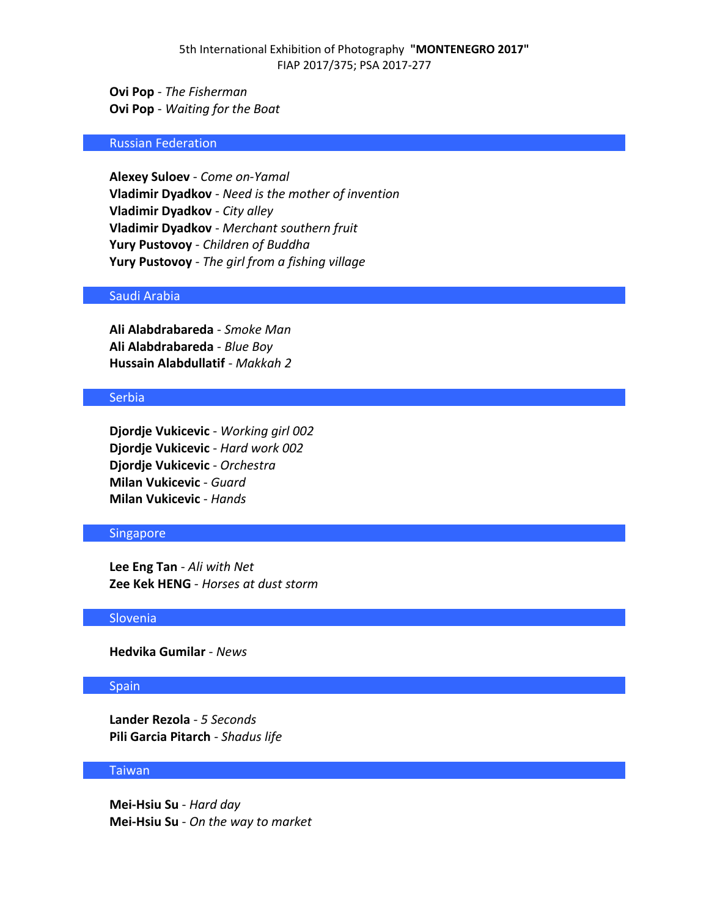**Ovi Pop** - *The Fisherman*
**Ovi Pop** - *Waiting for the Boat*

## Russian Federation

**Alexey Suloev** - *Come on-Yamal*
**Vladimir Dyadkov** - *Need is the mother of invention*
**Vladimir Dyadkov** - *City alley*
**Vladimir Dyadkov** - *Merchant southern fruit*
**Yury Pustovoy** - *Children of Buddha*
**Yury Pustovoy** - *The girl from a fishing village*

## Saudi Arabia

**Ali Alabdrabareda** - *Smoke Man*
**Ali Alabdrabareda** - *Blue Boy*
**Hussain Alabdullatif** - *Makkah 2*

## Serbia

**Djordje Vukicevic** - *Working girl 002*
**Djordje Vukicevic** - *Hard work 002*
**Djordje Vukicevic** - *Orchestra*
**Milan Vukicevic** - *Guard*
**Milan Vukicevic** - *Hands*

## Singapore

**Lee Eng Tan** - *Ali with Net*
**Zee Kek HENG** - *Horses at dust storm*

## Slovenia

**Hedvika Gumilar** - *News*

## Spain

**Lander Rezola** - *5 Seconds*
**Pili Garcia Pitarch** - *Shadus life*

## Taiwan

**Mei-Hsiu Su** - *Hard day*
**Mei-Hsiu Su** - *On the way to market*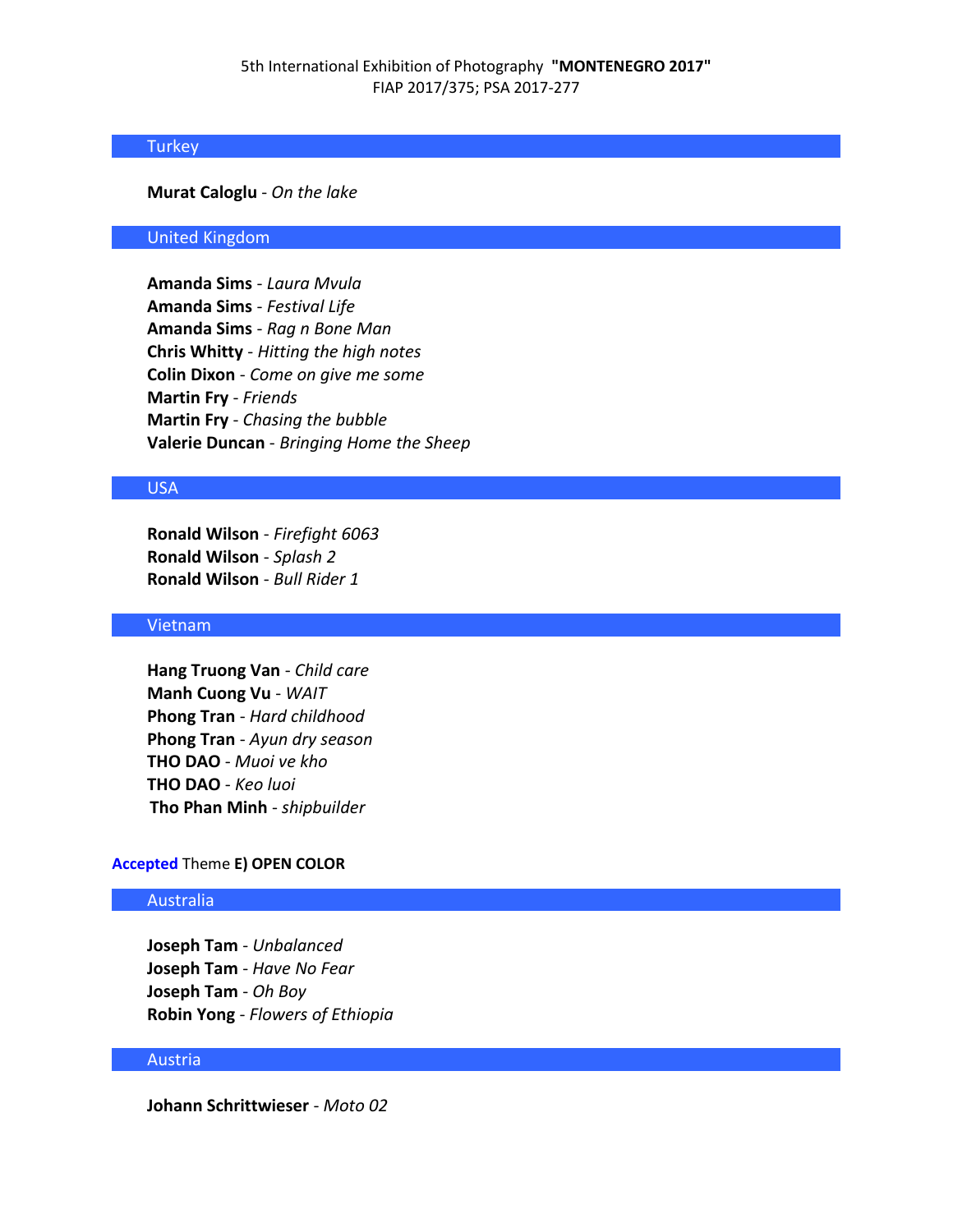## Turkey

**Murat Caloglu** - *On the lake*

## United Kingdom

**Amanda Sims** - *Laura Mvula*
**Amanda Sims** - *Festival Life*
**Amanda Sims** - *Rag n Bone Man*
**Chris Whitty** - *Hitting the high notes*
**Colin Dixon** - *Come on give me some*
**Martin Fry** - *Friends*
**Martin Fry** - *Chasing the bubble*
**Valerie Duncan** - *Bringing Home the Sheep*

## USA

**Ronald Wilson** - *Firefight 6063*
**Ronald Wilson** - *Splash 2*
**Ronald Wilson** - *Bull Rider 1*

## Vietnam

**Hang Truong Van** - *Child care*
**Manh Cuong Vu** - *WAIT*
**Phong Tran** - *Hard childhood*
**Phong Tran** - *Ayun dry season*
**THO DAO** - *Muoi ve kho*
**THO DAO** - *Keo luoi*
**Tho Phan Minh** - *shipbuilder*

# Accepted Theme **E) OPEN COLOR**

## Australia

**Joseph Tam** - *Unbalanced*
**Joseph Tam** - *Have No Fear*
**Joseph Tam** - *Oh Boy*
**Robin Yong** - *Flowers of Ethiopia*

## Austria

**Johann Schrittwieser** - *Moto 02*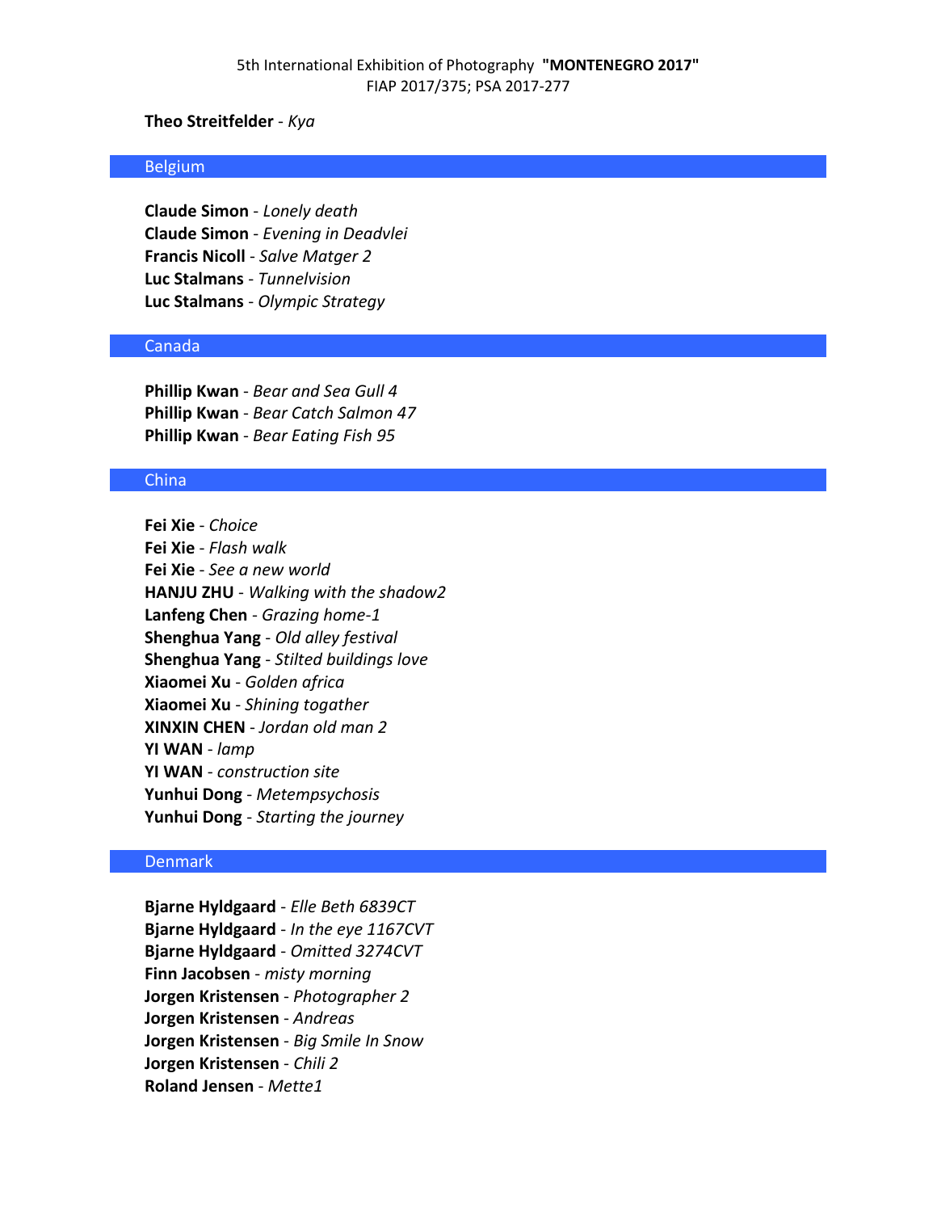**Theo Streitfelder** - *Kya*

## Belgium

**Claude Simon** - *Lonely death*
**Claude Simon** - *Evening in Deadvlei*
**Francis Nicoll** - *Salve Matger 2*
**Luc Stalmans** - *Tunnelvision*
**Luc Stalmans** - *Olympic Strategy*

## Canada

**Phillip Kwan** - *Bear and Sea Gull 4*
**Phillip Kwan** - *Bear Catch Salmon 47*
**Phillip Kwan** - *Bear Eating Fish 95*

## China

**Fei Xie** - *Choice*
**Fei Xie** - *Flash walk*
**Fei Xie** - *See a new world*
**HANJU ZHU** - *Walking with the shadow2*
**Lanfeng Chen** - *Grazing home-1*
**Shenghua Yang** - *Old alley festival*
**Shenghua Yang** - *Stilted buildings love*
**Xiaomei Xu** - *Golden africa*
**Xiaomei Xu** - *Shining togather*
**XINXIN CHEN** - *Jordan old man 2*
**YI WAN** - *lamp*
**YI WAN** - *construction site*
**Yunhui Dong** - *Metempsychosis*
**Yunhui Dong** - *Starting the journey*

## Denmark

**Bjarne Hyldgaard** - *Elle Beth 6839CT*
**Bjarne Hyldgaard** - *In the eye 1167CVT*
**Bjarne Hyldgaard** - *Omitted 3274CVT*
**Finn Jacobsen** - *misty morning*
**Jorgen Kristensen** - *Photographer 2*
**Jorgen Kristensen** - *Andreas*
**Jorgen Kristensen** - *Big Smile In Snow*
**Jorgen Kristensen** - *Chili 2*
**Roland Jensen** - *Mette1*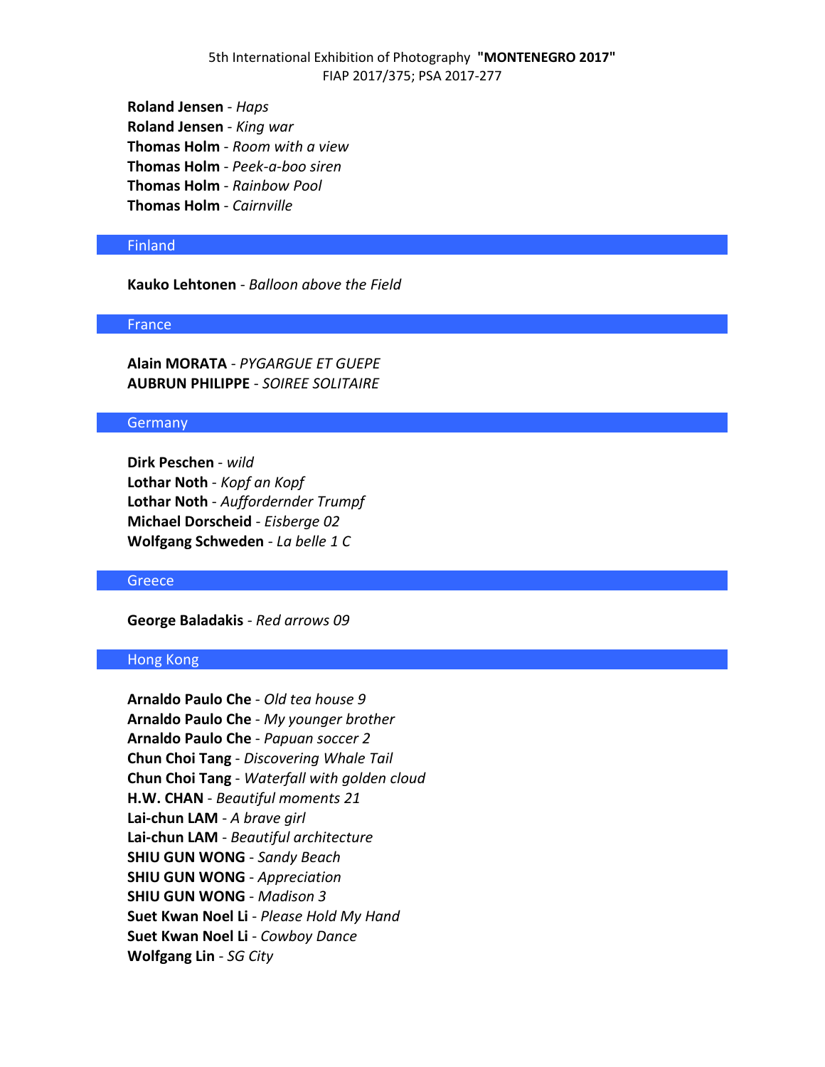**Roland Jensen** - *Haps*
**Roland Jensen** - *King war*
**Thomas Holm** - *Room with a view*
**Thomas Holm** - *Peek-a-boo siren*
**Thomas Holm** - *Rainbow Pool*
**Thomas Holm** - *Cairnville*

## Finland

**Kauko Lehtonen** - *Balloon above the Field*

## France

**Alain MORATA** - *PYGARGUE ET GUEPE*
**AUBRUN PHILIPPE** - *SOIREE SOLITAIRE*

## Germany

**Dirk Peschen** - *wild*
**Lothar Noth** - *Kopf an Kopf*
**Lothar Noth** - *Auffordernder Trumpf*
**Michael Dorscheid** - *Eisberge 02*
**Wolfgang Schweden** - *La belle 1 C*

## Greece

**George Baladakis** - *Red arrows 09*

## Hong Kong

**Arnaldo Paulo Che** - *Old tea house 9*
**Arnaldo Paulo Che** - *My younger brother*
**Arnaldo Paulo Che** - *Papuan soccer 2*
**Chun Choi Tang** - *Discovering Whale Tail*
**Chun Choi Tang** - *Waterfall with golden cloud*
**H.W. CHAN** - *Beautiful moments 21*
**Lai-chun LAM** - *A brave girl*
**Lai-chun LAM** - *Beautiful architecture*
**SHIU GUN WONG** - *Sandy Beach*
**SHIU GUN WONG** - *Appreciation*
**SHIU GUN WONG** - *Madison 3*
**Suet Kwan Noel Li** - *Please Hold My Hand*
**Suet Kwan Noel Li** - *Cowboy Dance*
**Wolfgang Lin** - *SG City*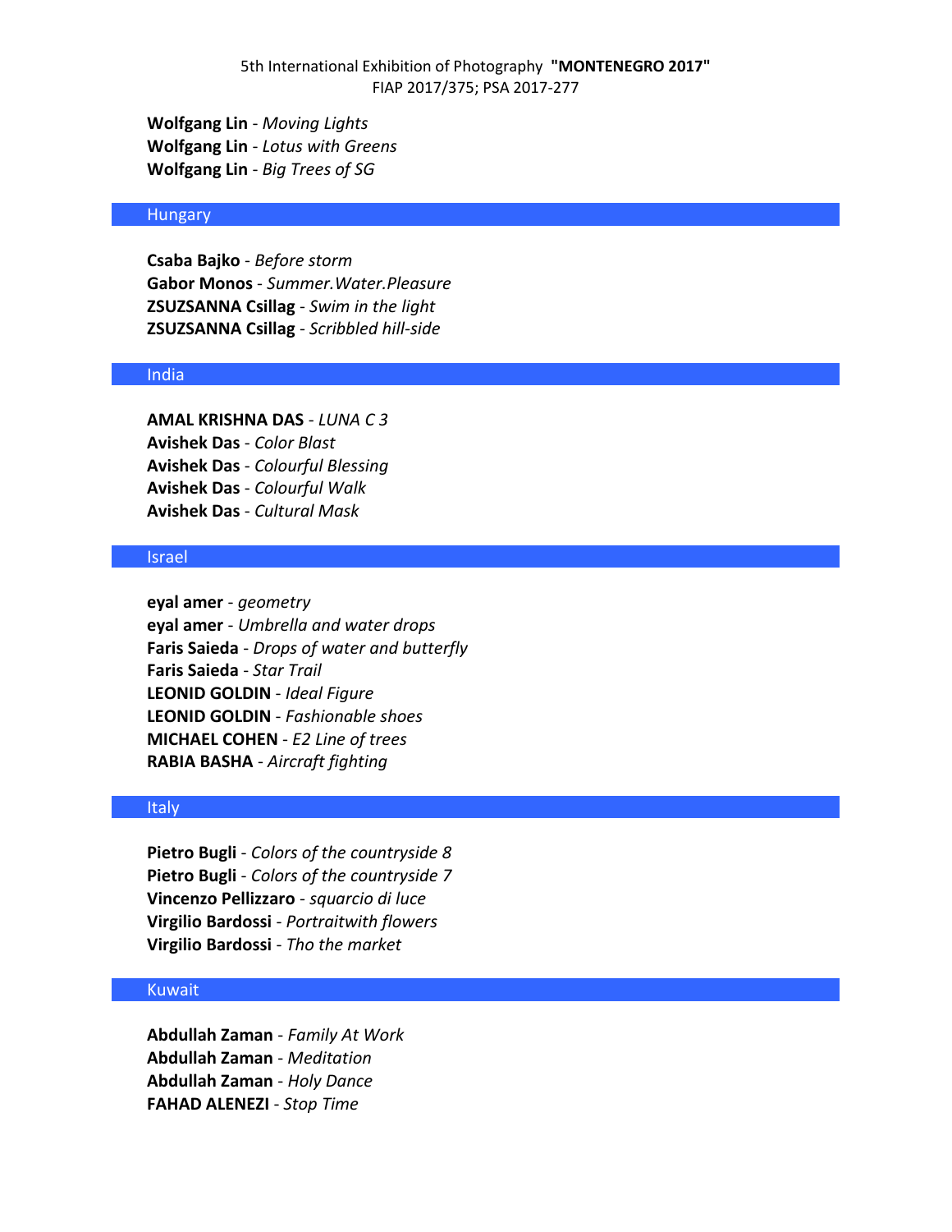**Wolfgang Lin** - *Moving Lights*
**Wolfgang Lin** - *Lotus with Greens*
**Wolfgang Lin** - *Big Trees of SG*

## Hungary

**Csaba Bajko** - *Before storm*
**Gabor Monos** - *Summer.Water.Pleasure*
**ZSUZSANNA Csillag** - *Swim in the light*
**ZSUZSANNA Csillag** - *Scribbled hill-side*

## India

**AMAL KRISHNA DAS** - *LUNA C 3*
**Avishek Das** - *Color Blast*
**Avishek Das** - *Colourful Blessing*
**Avishek Das** - *Colourful Walk*
**Avishek Das** - *Cultural Mask*

## Israel

**eyal amer** - *geometry*
**eyal amer** - *Umbrella and water drops*
**Faris Saieda** - *Drops of water and butterfly*
**Faris Saieda** - *Star Trail*
**LEONID GOLDIN** - *Ideal Figure*
**LEONID GOLDIN** - *Fashionable shoes*
**MICHAEL COHEN** - *E2 Line of trees*
**RABIA BASHA** - *Aircraft fighting*

## Italy

**Pietro Bugli** - *Colors of the countryside 8*
**Pietro Bugli** - *Colors of the countryside 7*
**Vincenzo Pellizzaro** - *squarcio di luce*
**Virgilio Bardossi** - *Portraitwith flowers*
**Virgilio Bardossi** - *Tho the market*

## Kuwait

**Abdullah Zaman** - *Family At Work*
**Abdullah Zaman** - *Meditation*
**Abdullah Zaman** - *Holy Dance*
**FAHAD ALENEZI** - *Stop Time*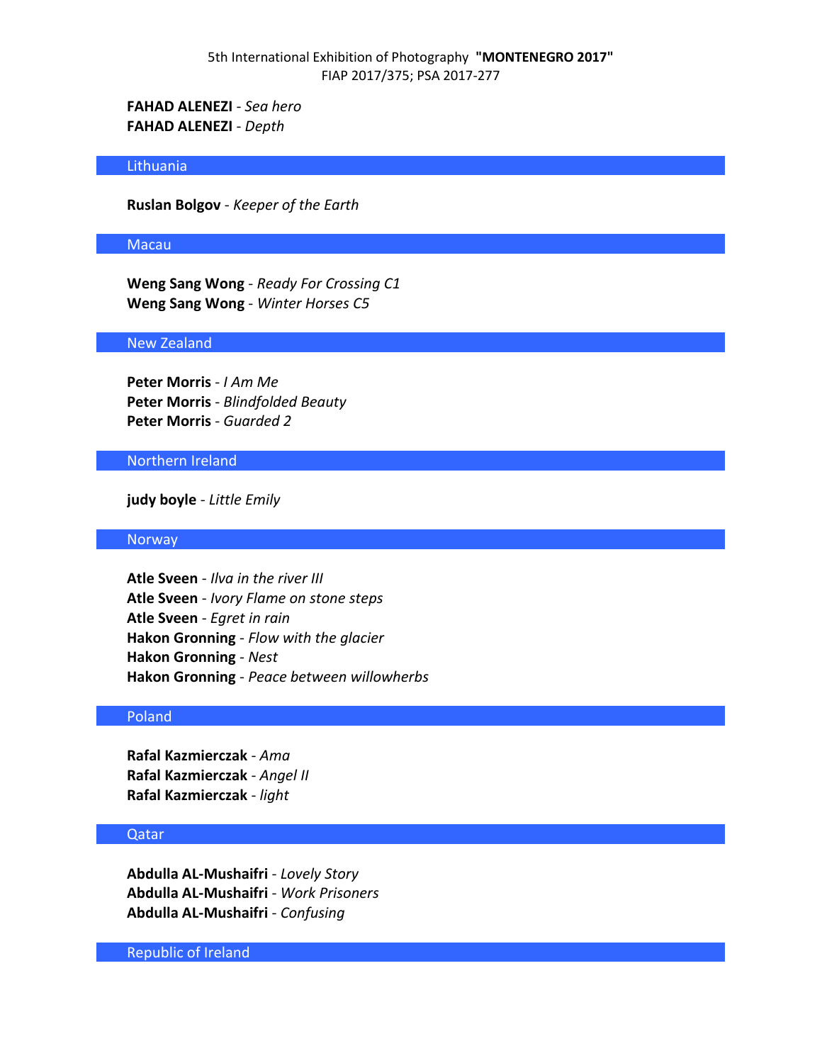**FAHAD ALENEZI** - *Sea hero*
**FAHAD ALENEZI** - *Depth*

## Lithuania

**Ruslan Bolgov** - *Keeper of the Earth*

## Macau

**Weng Sang Wong** - *Ready For Crossing C1*
**Weng Sang Wong** - *Winter Horses C5*

## New Zealand

**Peter Morris** - *I Am Me*
**Peter Morris** - *Blindfolded Beauty*
**Peter Morris** - *Guarded 2*

## Northern Ireland

**judy boyle** - *Little Emily*

## Norway

**Atle Sveen** - *Ilva in the river III*
**Atle Sveen** - *Ivory Flame on stone steps*
**Atle Sveen** - *Egret in rain*
**Hakon Gronning** - *Flow with the glacier*
**Hakon Gronning** - *Nest*
**Hakon Gronning** - *Peace between willowherbs*

## Poland

**Rafal Kazmierczak** - *Ama*
**Rafal Kazmierczak** - *Angel II*
**Rafal Kazmierczak** - *light*

## Qatar

**Abdulla AL-Mushaifri** - *Lovely Story*
**Abdulla AL-Mushaifri** - *Work Prisoners*
**Abdulla AL-Mushaifri** - *Confusing*

## Republic of Ireland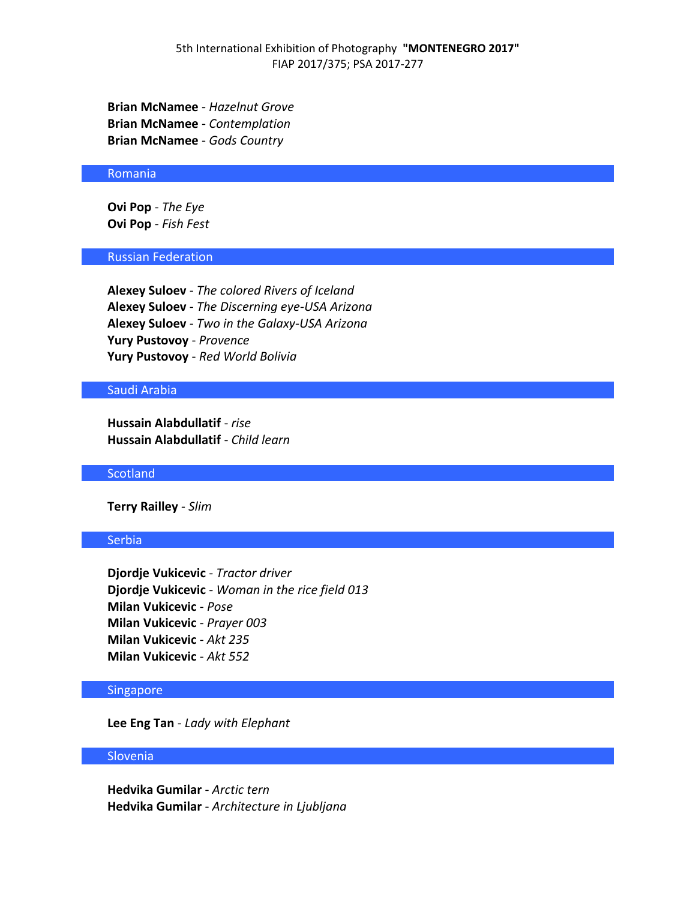**Brian McNamee** - *Hazelnut Grove*
**Brian McNamee** - *Contemplation*
**Brian McNamee** - *Gods Country*

## Romania

**Ovi Pop** - *The Eye*
**Ovi Pop** - *Fish Fest*

## Russian Federation

**Alexey Suloev** - *The colored Rivers of Iceland*
**Alexey Suloev** - *The Discerning eye-USA Arizona*
**Alexey Suloev** - *Two in the Galaxy-USA Arizona*
**Yury Pustovoy** - *Provence*
**Yury Pustovoy** - *Red World Bolivia*

## Saudi Arabia

**Hussain Alabdullatif** - *rise*
**Hussain Alabdullatif** - *Child learn*

## Scotland

**Terry Railley** - *Slim*

## Serbia

**Djordje Vukicevic** - *Tractor driver*
**Djordje Vukicevic** - *Woman in the rice field 013*
**Milan Vukicevic** - *Pose*
**Milan Vukicevic** - *Prayer 003*
**Milan Vukicevic** - *Akt 235*
**Milan Vukicevic** - *Akt 552*

## Singapore

**Lee Eng Tan** - *Lady with Elephant*

## Slovenia

**Hedvika Gumilar** - *Arctic tern*
**Hedvika Gumilar** - *Architecture in Ljubljana*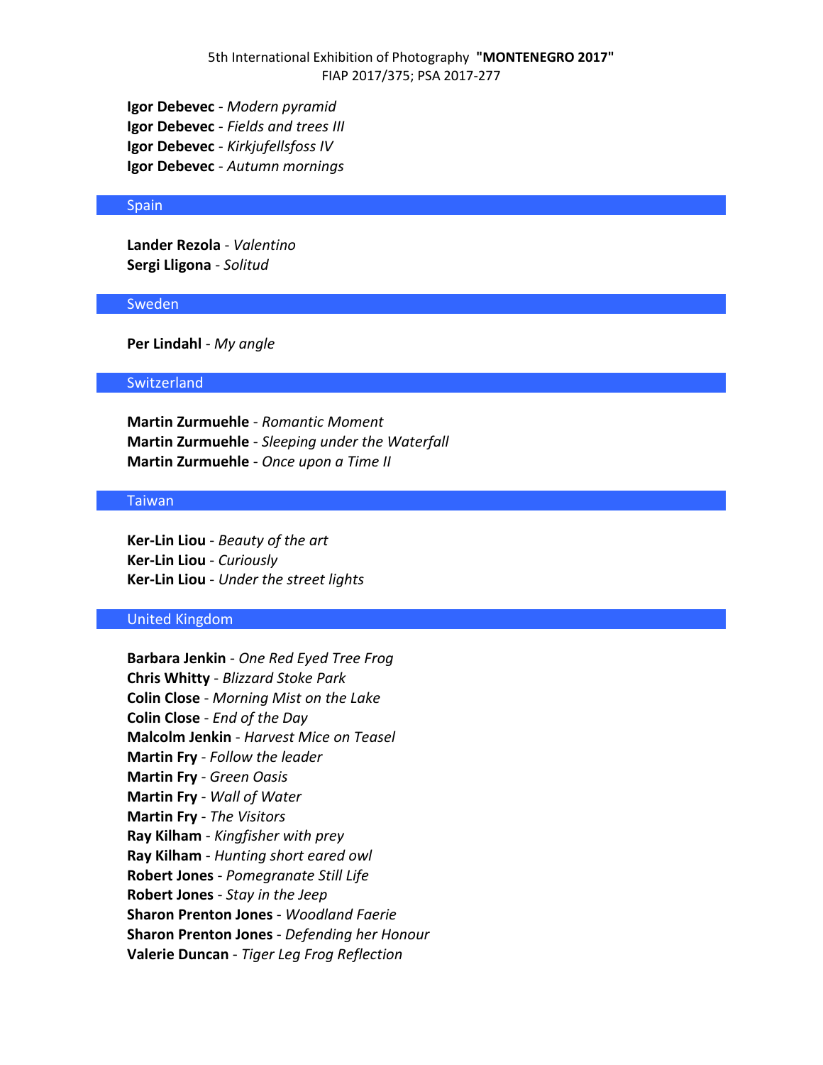**Igor Debevec** - *Modern pyramid*
**Igor Debevec** - *Fields and trees III*
**Igor Debevec** - *Kirkjufellsfoss IV*
**Igor Debevec** - *Autumn mornings*

## Spain

**Lander Rezola** - *Valentino*
**Sergi Lligona** - *Solitud*

## Sweden

**Per Lindahl** - *My angle*

## Switzerland

**Martin Zurmuehle** - *Romantic Moment*
**Martin Zurmuehle** - *Sleeping under the Waterfall*
**Martin Zurmuehle** - *Once upon a Time II*

## Taiwan

**Ker-Lin Liou** - *Beauty of the art*
**Ker-Lin Liou** - *Curiously*
**Ker-Lin Liou** - *Under the street lights*

## United Kingdom

**Barbara Jenkin** - *One Red Eyed Tree Frog*
**Chris Whitty** - *Blizzard Stoke Park*
**Colin Close** - *Morning Mist on the Lake*
**Colin Close** - *End of the Day*
**Malcolm Jenkin** - *Harvest Mice on Teasel*
**Martin Fry** - *Follow the leader*
**Martin Fry** - *Green Oasis*
**Martin Fry** - *Wall of Water*
**Martin Fry** - *The Visitors*
**Ray Kilham** - *Kingfisher with prey*
**Ray Kilham** - *Hunting short eared owl*
**Robert Jones** - *Pomegranate Still Life*
**Robert Jones** - *Stay in the Jeep*
**Sharon Prenton Jones** - *Woodland Faerie*
**Sharon Prenton Jones** - *Defending her Honour*
**Valerie Duncan** - *Tiger Leg Frog Reflection*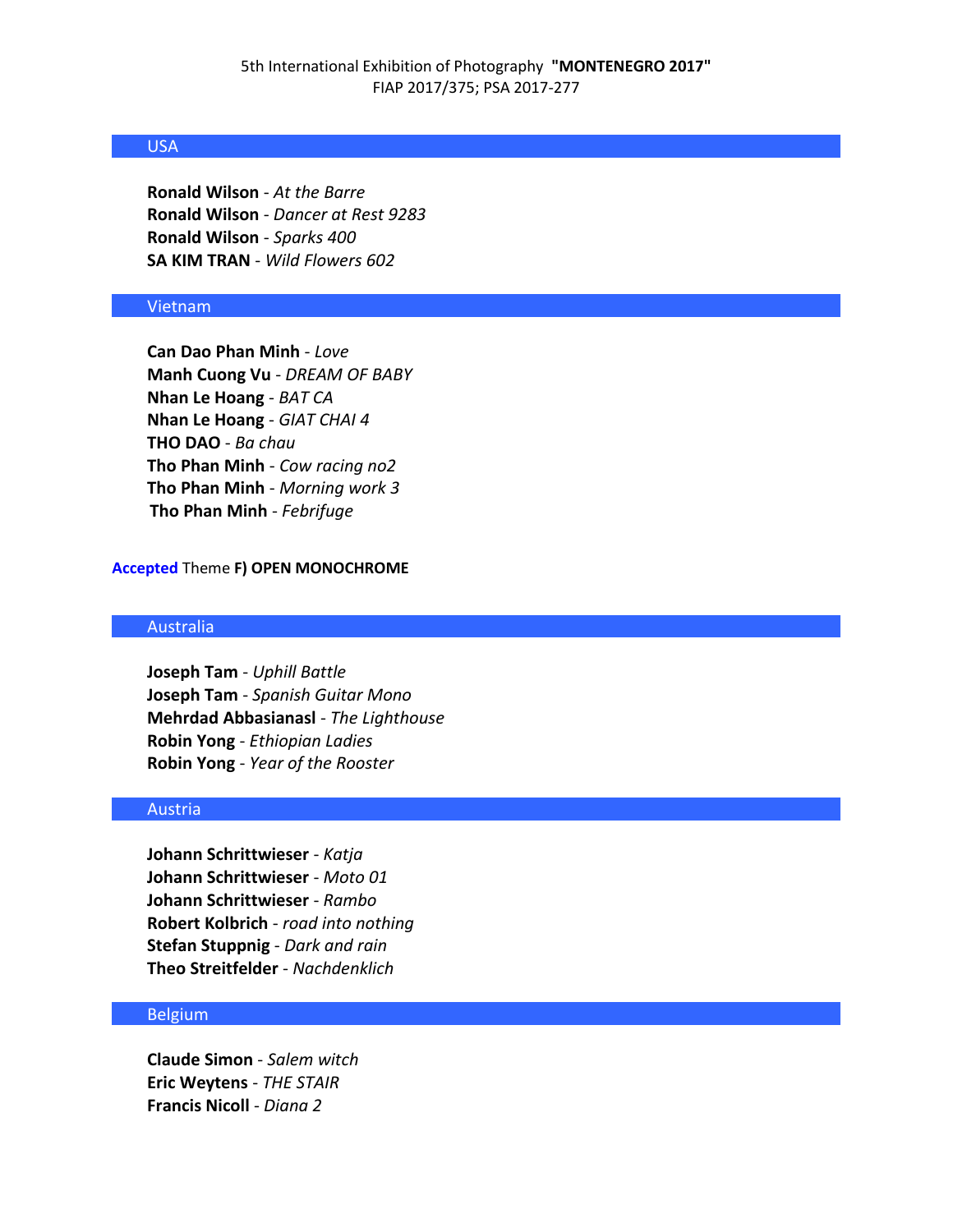## USA

**Ronald Wilson** - *At the Barre*
**Ronald Wilson** - *Dancer at Rest 9283*
**Ronald Wilson** - *Sparks 400*
**SA KIM TRAN** - *Wild Flowers 602*

## Vietnam

**Can Dao Phan Minh** - *Love*
**Manh Cuong Vu** - *DREAM OF BABY*
**Nhan Le Hoang** - *BAT CA*
**Nhan Le Hoang** - *GIAT CHAI 4*
**THO DAO** - *Ba chau*
**Tho Phan Minh** - *Cow racing no2*
**Tho Phan Minh** - *Morning work 3*
**Tho Phan Minh** - *Febrifuge*

**Accepted** Theme **F) OPEN MONOCHROME**

## Australia

**Joseph Tam** - *Uphill Battle*
**Joseph Tam** - *Spanish Guitar Mono*
**Mehrdad Abbasianasl** - *The Lighthouse*
**Robin Yong** - *Ethiopian Ladies*
**Robin Yong** - *Year of the Rooster*

## Austria

**Johann Schrittwieser** - *Katja*
**Johann Schrittwieser** - *Moto 01*
**Johann Schrittwieser** - *Rambo*
**Robert Kolbrich** - *road into nothing*
**Stefan Stuppnig** - *Dark and rain*
**Theo Streitfelder** - *Nachdenklich*

## Belgium

**Claude Simon** - *Salem witch*
**Eric Weytens** - *THE STAIR*
**Francis Nicoll** - *Diana 2*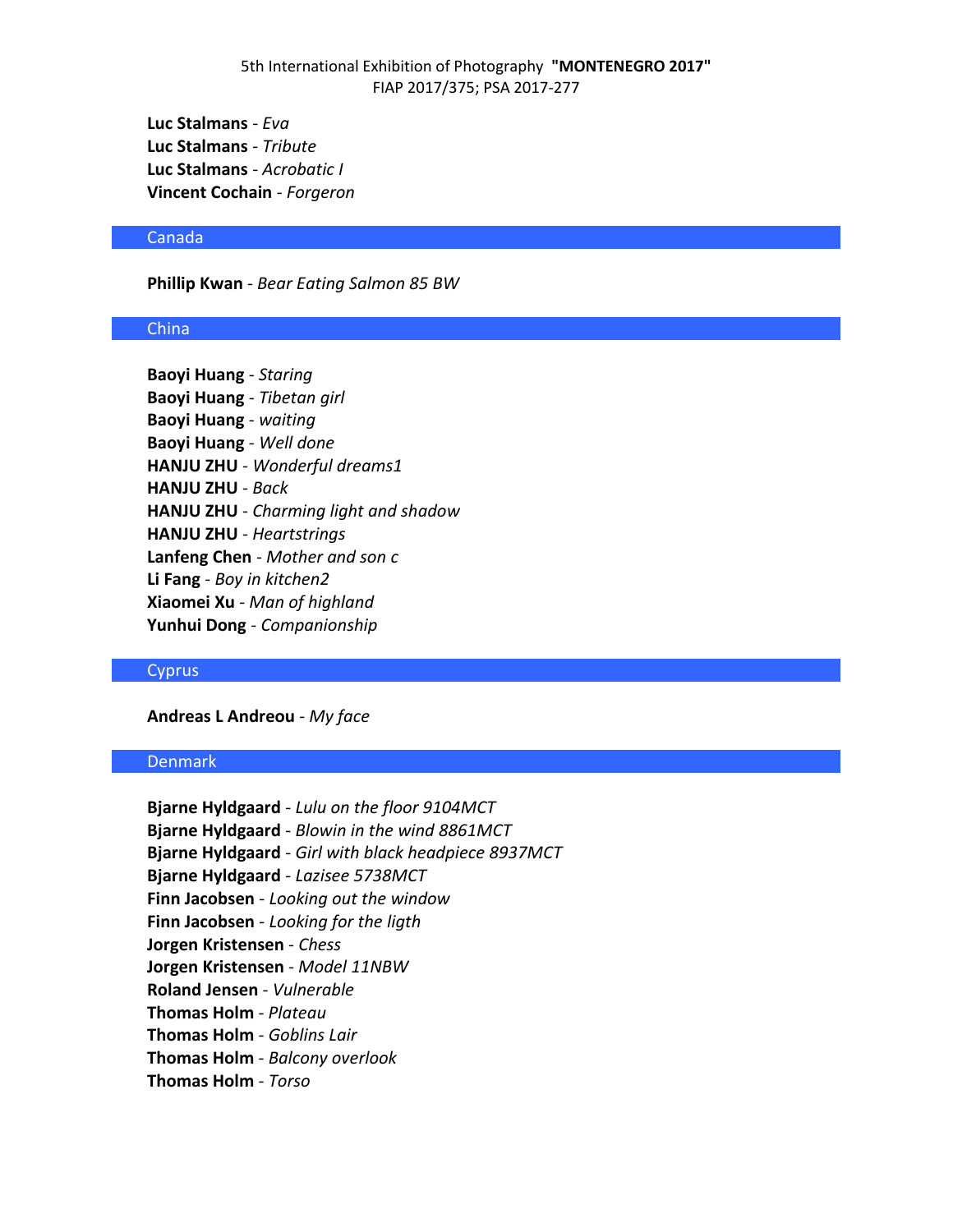**Luc Stalmans** - *Eva*
**Luc Stalmans** - *Tribute*
**Luc Stalmans** - *Acrobatic I*
**Vincent Cochain** - *Forgeron*

## Canada

**Phillip Kwan** - *Bear Eating Salmon 85 BW*

## China

**Baoyi Huang** - *Staring*
**Baoyi Huang** - *Tibetan girl*
**Baoyi Huang** - *waiting*
**Baoyi Huang** - *Well done*
**HANJU ZHU** - *Wonderful dreams1*
**HANJU ZHU** - *Back*
**HANJU ZHU** - *Charming light and shadow*
**HANJU ZHU** - *Heartstrings*
**Lanfeng Chen** - *Mother and son c*
**Li Fang** - *Boy in kitchen2*
**Xiaomei Xu** - *Man of highland*
**Yunhui Dong** - *Companionship*

## Cyprus

**Andreas L Andreou** - *My face*

## Denmark

**Bjarne Hyldgaard** - *Lulu on the floor 9104MCT*
**Bjarne Hyldgaard** - *Blowin in the wind 8861MCT*
**Bjarne Hyldgaard** - *Girl with black headpiece 8937MCT*
**Bjarne Hyldgaard** - *Lazisee 5738MCT*
**Finn Jacobsen** - *Looking out the window*
**Finn Jacobsen** - *Looking for the ligth*
**Jorgen Kristensen** - *Chess*
**Jorgen Kristensen** - *Model 11NBW*
**Roland Jensen** - *Vulnerable*
**Thomas Holm** - *Plateau*
**Thomas Holm** - *Goblins Lair*
**Thomas Holm** - *Balcony overlook*
**Thomas Holm** - *Torso*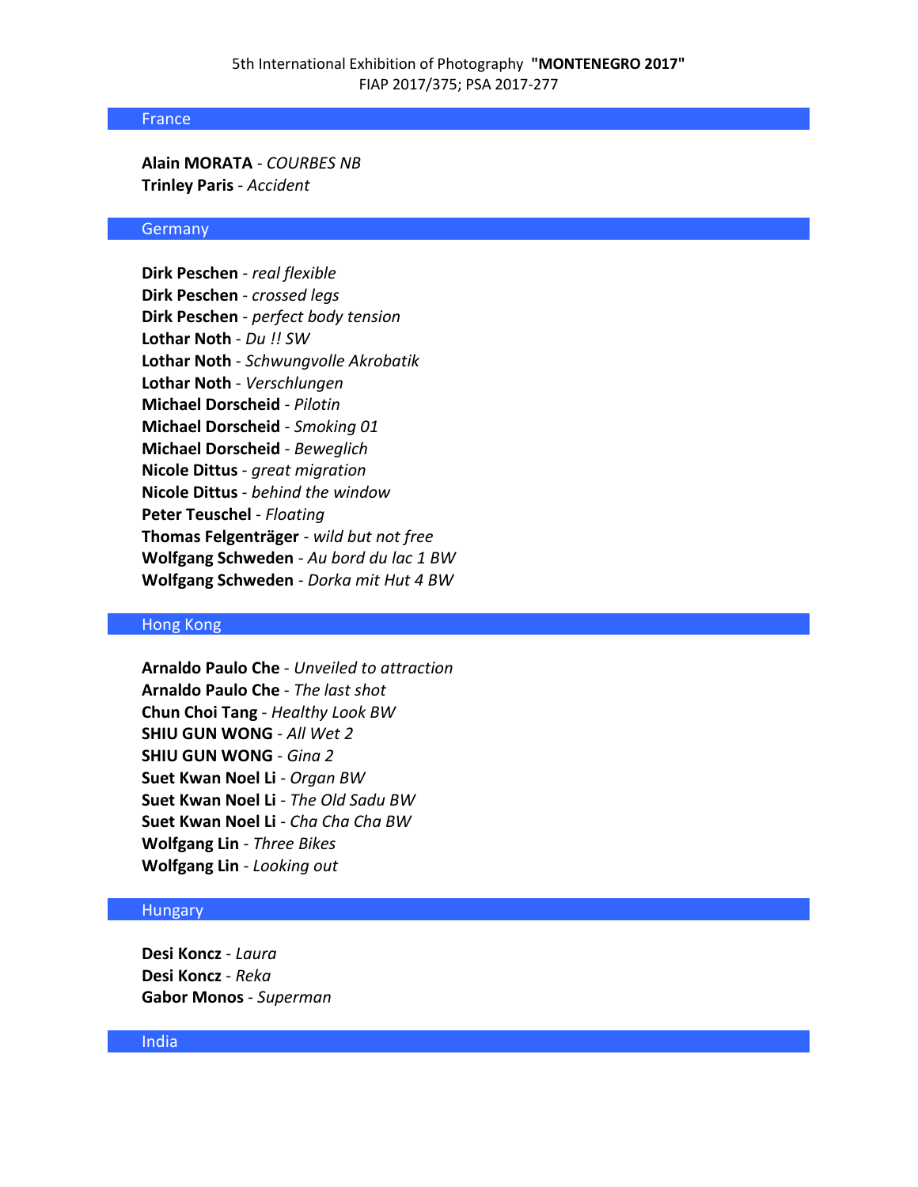## France

**Alain MORATA** - *COURBES NB*
**Trinley Paris** - *Accident*

## Germany

**Dirk Peschen** - *real flexible*
**Dirk Peschen** - *crossed legs*
**Dirk Peschen** - *perfect body tension*
**Lothar Noth** - *Du !! SW*
**Lothar Noth** - *Schwungvolle Akrobatik*
**Lothar Noth** - *Verschlungen*
**Michael Dorscheid** - *Pilotin*
**Michael Dorscheid** - *Smoking 01*
**Michael Dorscheid** - *Beweglich*
**Nicole Dittus** - *great migration*
**Nicole Dittus** - *behind the window*
**Peter Teuschel** - *Floating*
**Thomas Felgenträger** - *wild but not free*
**Wolfgang Schweden** - *Au bord du lac 1 BW*
**Wolfgang Schweden** - *Dorka mit Hut 4 BW*

## Hong Kong

**Arnaldo Paulo Che** - *Unveiled to attraction*
**Arnaldo Paulo Che** - *The last shot*
**Chun Choi Tang** - *Healthy Look BW*
**SHIU GUN WONG** - *All Wet 2*
**SHIU GUN WONG** - *Gina 2*
**Suet Kwan Noel Li** - *Organ BW*
**Suet Kwan Noel Li** - *The Old Sadu BW*
**Suet Kwan Noel Li** - *Cha Cha Cha BW*
**Wolfgang Lin** - *Three Bikes*
**Wolfgang Lin** - *Looking out*

## Hungary

**Desi Koncz** - *Laura*
**Desi Koncz** - *Reka*
**Gabor Monos** - *Superman*

## India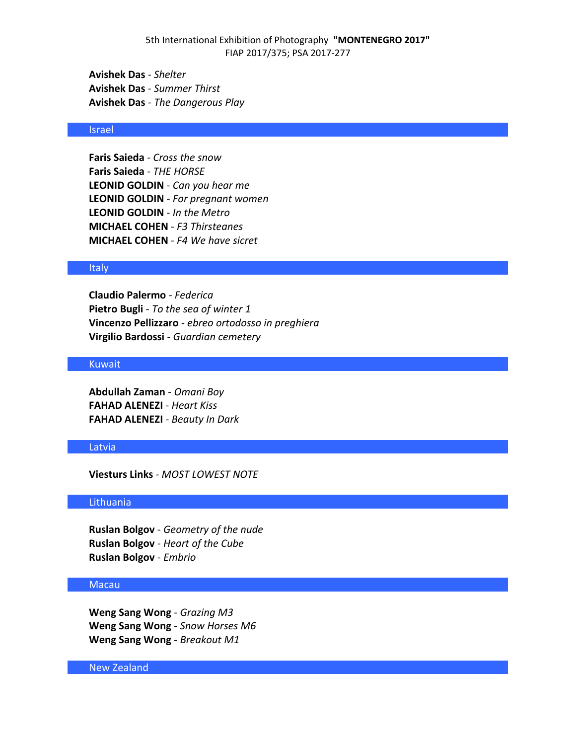**Avishek Das** - *Shelter*
**Avishek Das** - *Summer Thirst*
**Avishek Das** - *The Dangerous Play*

## Israel

**Faris Saieda** - *Cross the snow*
**Faris Saieda** - *THE HORSE*
**LEONID GOLDIN** - *Can you hear me*
**LEONID GOLDIN** - *For pregnant women*
**LEONID GOLDIN** - *In the Metro*
**MICHAEL COHEN** - *F3 Thirsteanes*
**MICHAEL COHEN** - *F4 We have sicret*

## Italy

**Claudio Palermo** - *Federica*
**Pietro Bugli** - *To the sea of winter 1*
**Vincenzo Pellizzaro** - *ebreo ortodosso in preghiera*
**Virgilio Bardossi** - *Guardian cemetery*

## Kuwait

**Abdullah Zaman** - *Omani Boy*
**FAHAD ALENEZI** - *Heart Kiss*
**FAHAD ALENEZI** - *Beauty In Dark*

## Latvia

**Viesturs Links** - *MOST LOWEST NOTE*

## Lithuania

**Ruslan Bolgov** - *Geometry of the nude*
**Ruslan Bolgov** - *Heart of the Cube*
**Ruslan Bolgov** - *Embrio*

## Macau

**Weng Sang Wong** - *Grazing M3*
**Weng Sang Wong** - *Snow Horses M6*
**Weng Sang Wong** - *Breakout M1*

## New Zealand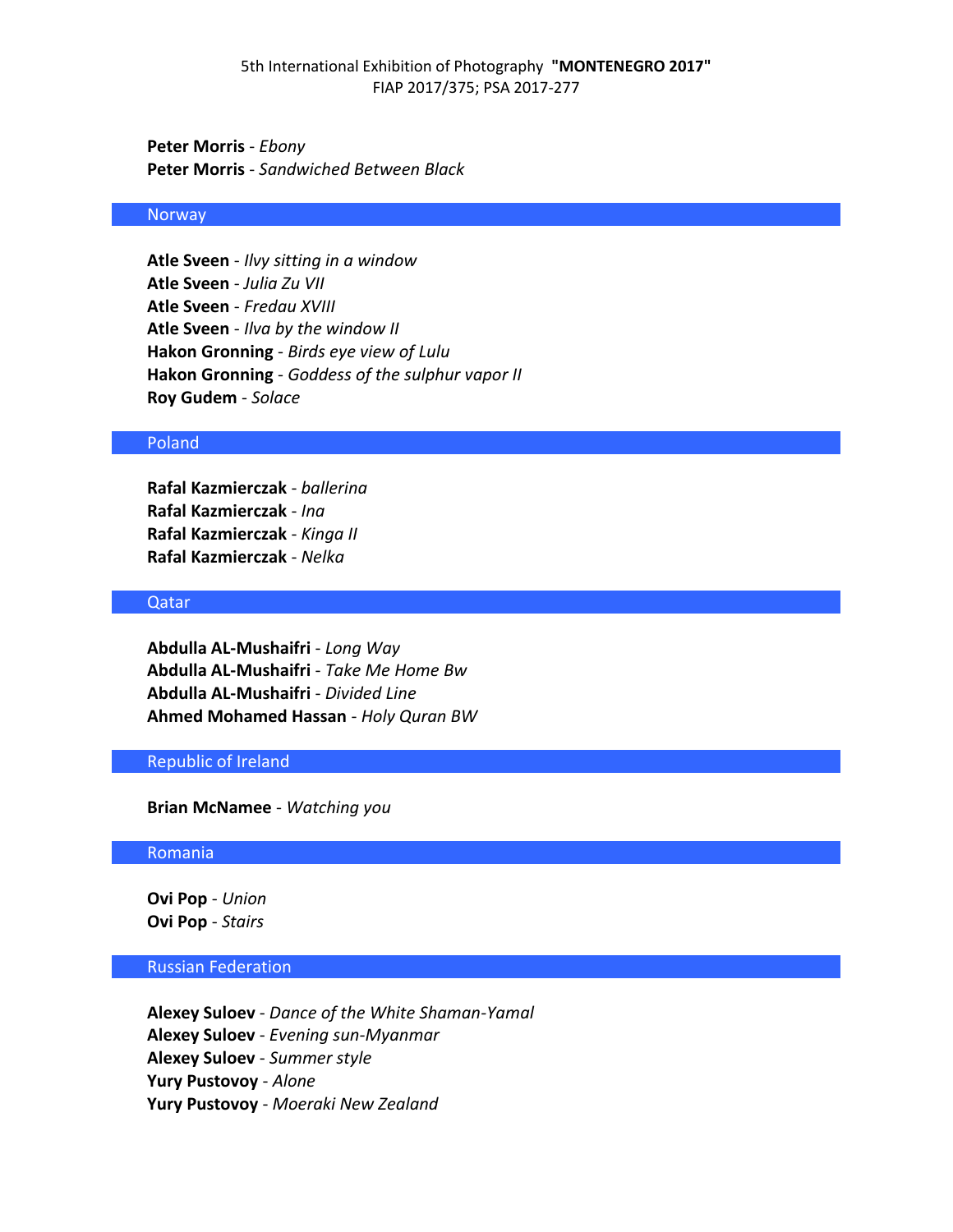**Peter Morris** - *Ebony*
**Peter Morris** - *Sandwiched Between Black*

## Norway

**Atle Sveen** - *Ilvy sitting in a window*
**Atle Sveen** - *Julia Zu VII*
**Atle Sveen** - *Fredau XVIII*
**Atle Sveen** - *Ilva by the window II*
**Hakon Gronning** - *Birds eye view of Lulu*
**Hakon Gronning** - *Goddess of the sulphur vapor II*
**Roy Gudem** - *Solace*

## Poland

**Rafal Kazmierczak** - *ballerina*
**Rafal Kazmierczak** - *Ina*
**Rafal Kazmierczak** - *Kinga II*
**Rafal Kazmierczak** - *Nelka*

## Qatar

**Abdulla AL-Mushaifri** - *Long Way*
**Abdulla AL-Mushaifri** - *Take Me Home Bw*
**Abdulla AL-Mushaifri** - *Divided Line*
**Ahmed Mohamed Hassan** - *Holy Quran BW*

## Republic of Ireland

**Brian McNamee** - *Watching you*

## Romania

**Ovi Pop** - *Union*
**Ovi Pop** - *Stairs*

## Russian Federation

**Alexey Suloev** - *Dance of the White Shaman-Yamal*
**Alexey Suloev** - *Evening sun-Myanmar*
**Alexey Suloev** - *Summer style*
**Yury Pustovoy** - *Alone*
**Yury Pustovoy** - *Moeraki New Zealand*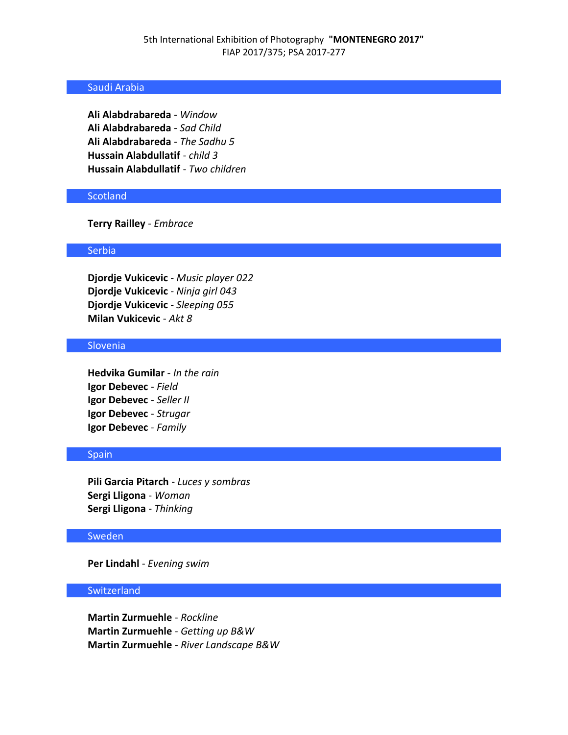## Saudi Arabia

**Ali Alabdrabareda** - *Window*
**Ali Alabdrabareda** - *Sad Child*
**Ali Alabdrabareda** - *The Sadhu 5*
**Hussain Alabdullatif** - *child 3*
**Hussain Alabdullatif** - *Two children*

## Scotland

**Terry Railley** - *Embrace*

## Serbia

**Djordje Vukicevic** - *Music player 022*
**Djordje Vukicevic** - *Ninja girl 043*
**Djordje Vukicevic** - *Sleeping 055*
**Milan Vukicevic** - *Akt 8*

## Slovenia

**Hedvika Gumilar** - *In the rain*
**Igor Debevec** - *Field*
**Igor Debevec** - *Seller II*
**Igor Debevec** - *Strugar*
**Igor Debevec** - *Family*

## Spain

**Pili Garcia Pitarch** - *Luces y sombras*
**Sergi Lligona** - *Woman*
**Sergi Lligona** - *Thinking*

## Sweden

**Per Lindahl** - *Evening swim*

## Switzerland

**Martin Zurmuehle** - *Rockline*
**Martin Zurmuehle** - *Getting up B&W*
**Martin Zurmuehle** - *River Landscape B&W*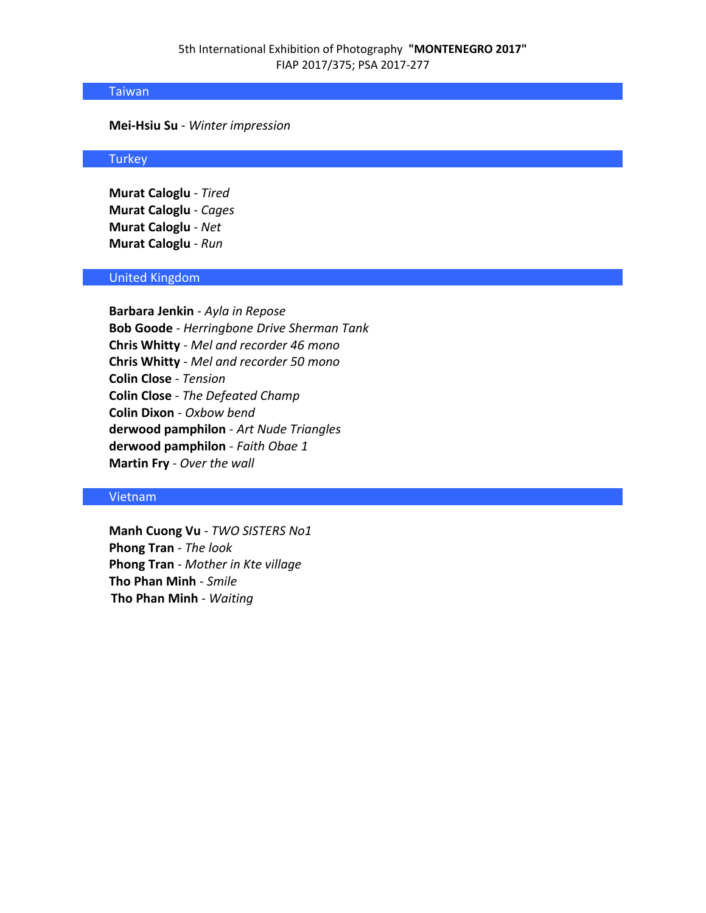## Taiwan

**Mei-Hsiu Su** - *Winter impression*

## Turkey

**Murat Caloglu** - *Tired*
**Murat Caloglu** - *Cages*
**Murat Caloglu** - *Net*
**Murat Caloglu** - *Run*

## United Kingdom

**Barbara Jenkin** - *Ayla in Repose*
**Bob Goode** - *Herringbone Drive Sherman Tank*
**Chris Whitty** - *Mel and recorder 46 mono*
**Chris Whitty** - *Mel and recorder 50 mono*
**Colin Close** - *Tension*
**Colin Close** - *The Defeated Champ*
**Colin Dixon** - *Oxbow bend*
**derwood pamphilon** - *Art Nude Triangles*
**derwood pamphilon** - *Faith Obae 1*
**Martin Fry** - *Over the wall*

## Vietnam

**Manh Cuong Vu** - *TWO SISTERS No1*
**Phong Tran** - *The look*
**Phong Tran** - *Mother in Kte village*
**Tho Phan Minh** - *Smile*
**Tho Phan Minh** - *Waiting*